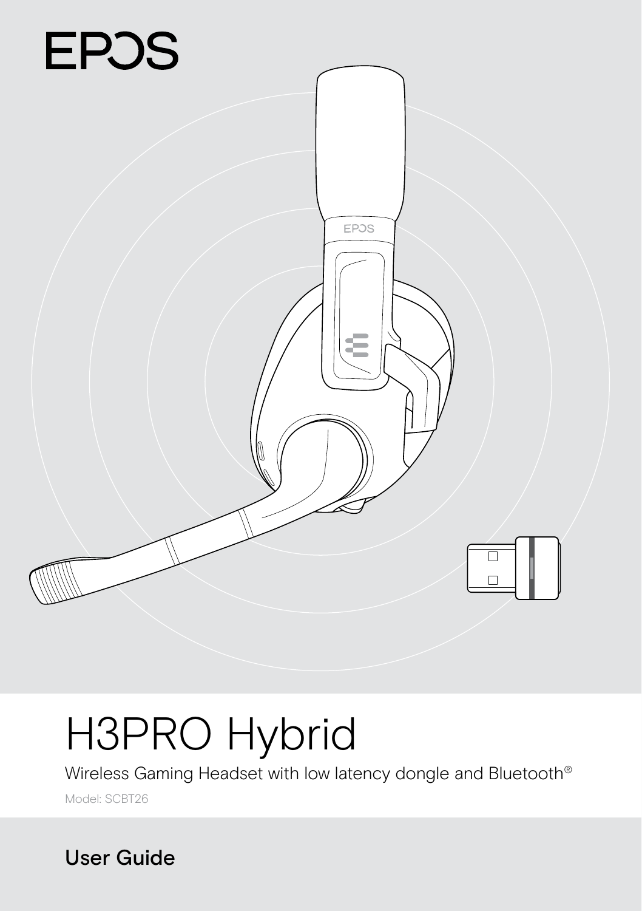EPOS

# H3PRO Hybrid

Wireless Gaming Headset with low latency dongle and Bluetooth®

Model: SCBT26

## User Guide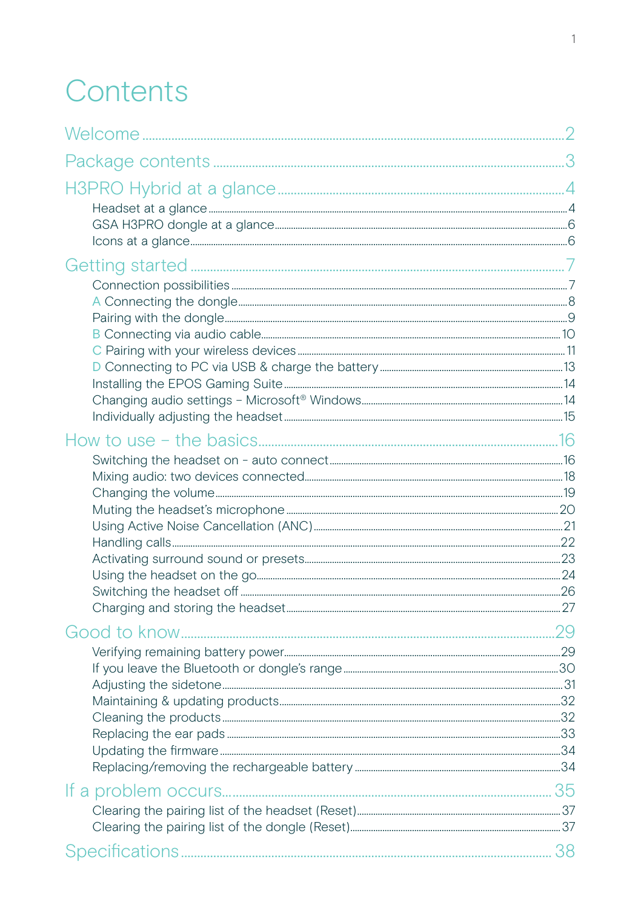# Contents

Welcome .......... 2

Package contents .......... 3

H3PRO Hybrid at a glance .......... 4

- Headset at a glance .......... 4
- GSA H3PRO dongle at a glance .......... 6
- Icons at a glance .......... 6

Getting started .......... 7

- Connection possibilities .......... 7
- A Connecting the dongle .......... 8
- Pairing with the dongle .......... 9
- B Connecting via audio cable .......... 10
- C Pairing with your wireless devices .......... 11
- D Connecting to PC via USB & charge the battery .......... 13
- Installing the EPOS Gaming Suite .......... 14
- Changing audio settings – Microsoft® Windows .......... 14
- Individually adjusting the headset .......... 15

How to use – the basics .......... 16

- Switching the headset on - auto connect .......... 16
- Mixing audio: two devices connected .......... 18
- Changing the volume .......... 19
- Muting the headset's microphone .......... 20
- Using Active Noise Cancellation (ANC) .......... 21
- Handling calls .......... 22
- Activating surround sound or presets .......... 23
- Using the headset on the go .......... 24
- Switching the headset off .......... 26
- Charging and storing the headset .......... 27

Good to know .......... 29

- Verifying remaining battery power .......... 29
- If you leave the Bluetooth or dongle's range .......... 30
- Adjusting the sidetone .......... 31
- Maintaining & updating products .......... 32
- Cleaning the products .......... 32
- Replacing the ear pads .......... 33
- Updating the firmware .......... 34
- Replacing/removing the rechargeable battery .......... 34

If a problem occurs .......... 35

- Clearing the pairing list of the headset (Reset) .......... 37
- Clearing the pairing list of the dongle (Reset) .......... 37

Specifications .......... 38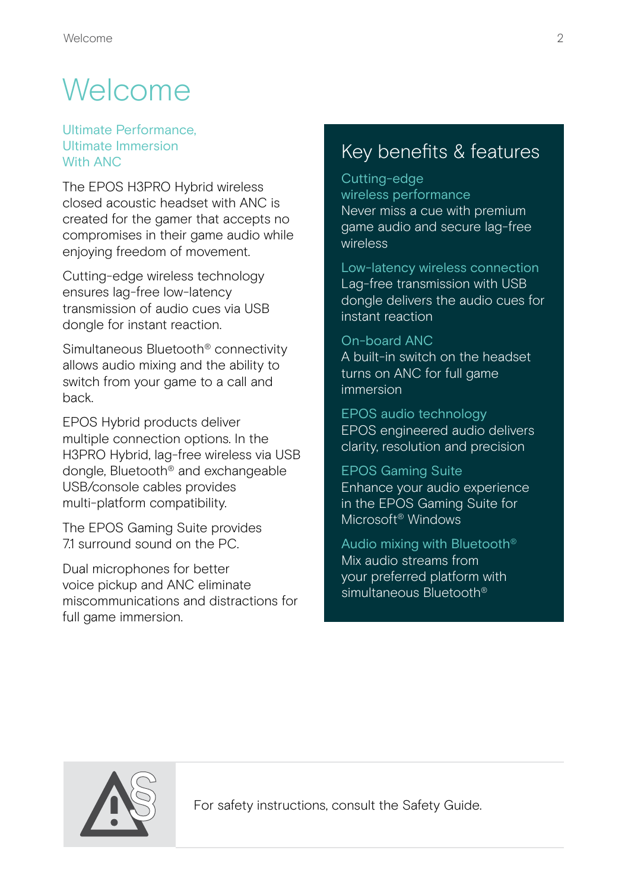# Welcome

## Ultimate Performance, Ultimate Immersion With ANC

The EPOS H3PRO Hybrid wireless closed acoustic headset with ANC is created for the gamer that accepts no compromises in their game audio while enjoying freedom of movement.

Cutting-edge wireless technology ensures lag-free low-latency transmission of audio cues via USB dongle for instant reaction.

Simultaneous Bluetooth® connectivity allows audio mixing and the ability to switch from your game to a call and back.

EPOS Hybrid products deliver multiple connection options. In the H3PRO Hybrid, lag-free wireless via USB dongle, Bluetooth® and exchangeable USB/console cables provides multi-platform compatibility.

The EPOS Gaming Suite provides 7.1 surround sound on the PC.

Dual microphones for better voice pickup and ANC eliminate miscommunications and distractions for full game immersion.

## Key benefits & features

### Cutting-edge wireless performance

Never miss a cue with premium game audio and secure lag-free wireless

### Low-latency wireless connection

Lag-free transmission with USB dongle delivers the audio cues for instant reaction

### On-board ANC

A built-in switch on the headset turns on ANC for full game immersion

### EPOS audio technology

EPOS engineered audio delivers clarity, resolution and precision

### EPOS Gaming Suite

Enhance your audio experience in the EPOS Gaming Suite for Microsoft® Windows

### Audio mixing with Bluetooth®

Mix audio streams from your preferred platform with simultaneous Bluetooth®

For safety instructions, consult the Safety Guide.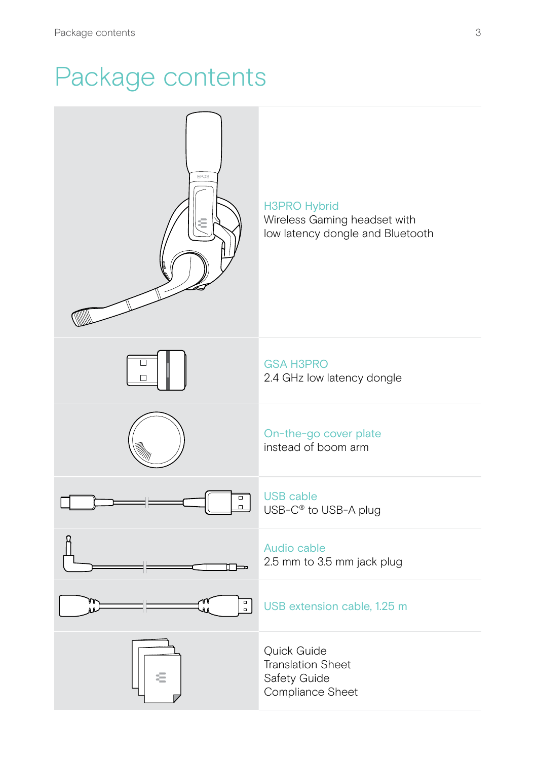# Package contents

H3PRO Hybrid
Wireless Gaming headset with low latency dongle and Bluetooth

GSA H3PRO
2.4 GHz low latency dongle

On-the-go cover plate
instead of boom arm

USB cable
USB-C® to USB-A plug

Audio cable
2.5 mm to 3.5 mm jack plug

USB extension cable, 1.25 m

Quick Guide
Translation Sheet
Safety Guide
Compliance Sheet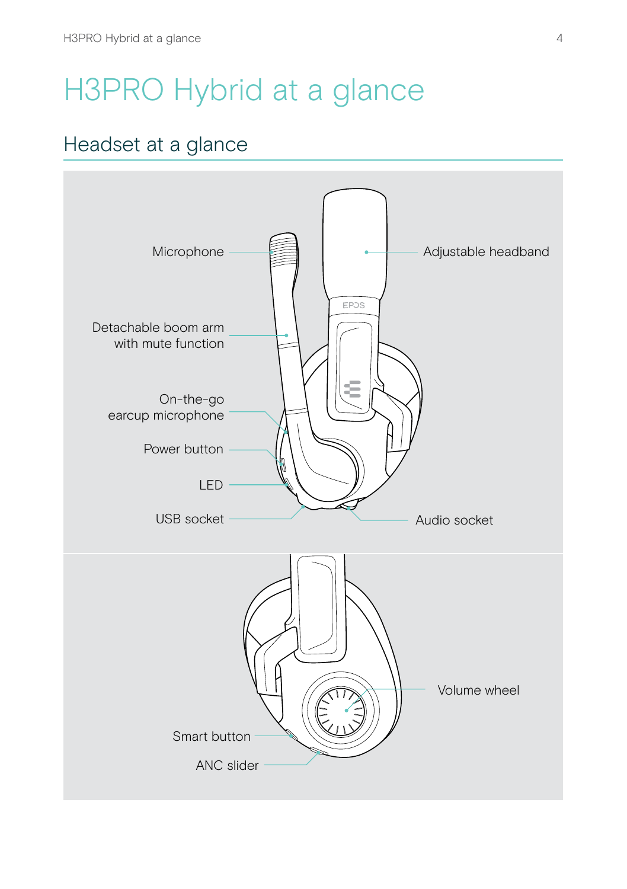# H3PRO Hybrid at a glance

## Headset at a glance

Microphone

Adjustable headband

Detachable boom arm with mute function

On-the-go earcup microphone

Power button

LED

USB socket

Audio socket

Volume wheel

Smart button

ANC slider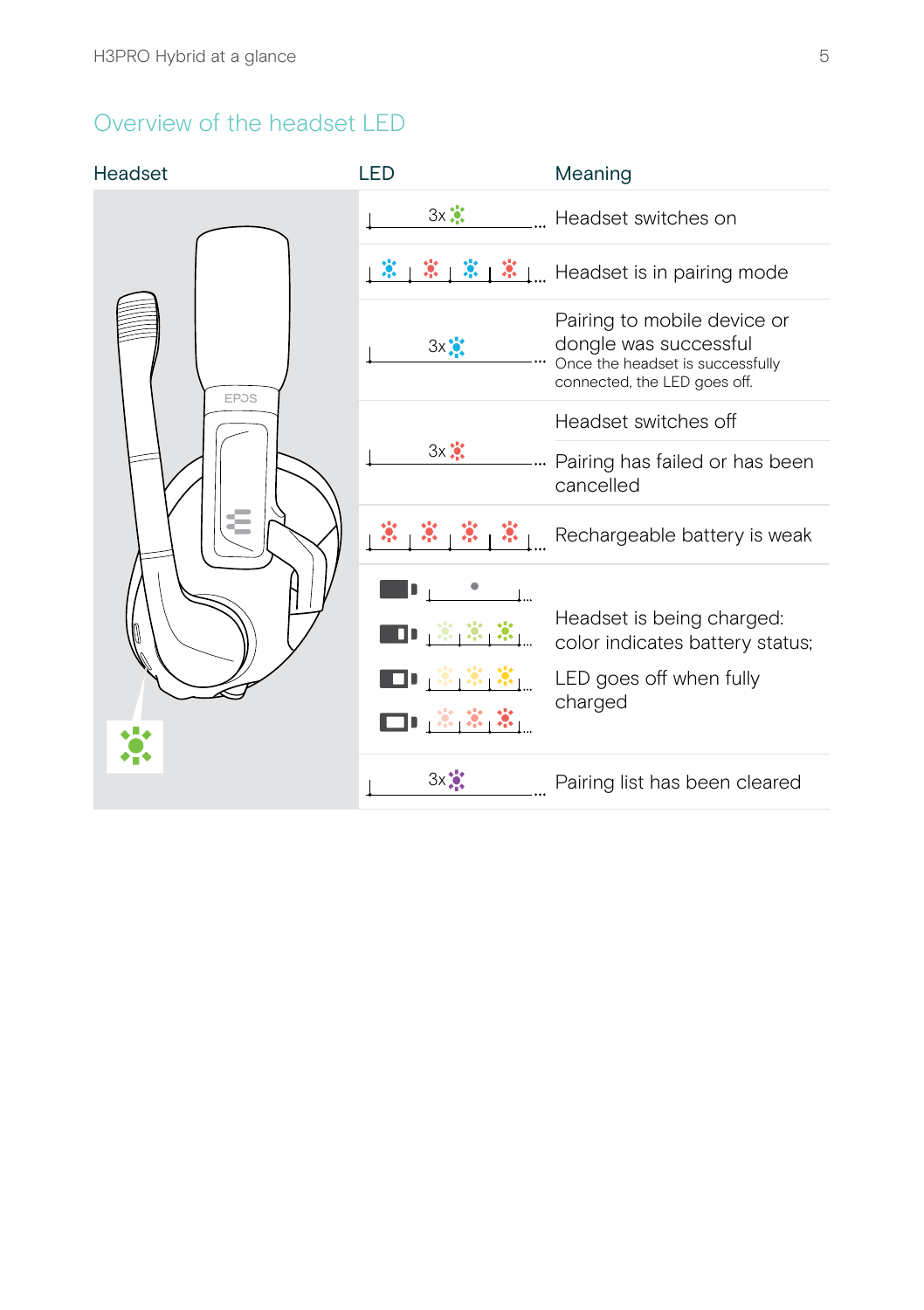## Overview of the headset LED

| Headset | LED | Meaning |
|---|---|---|
| | 3x | Headset switches on |
| | | Headset is in pairing mode |
| | 3x | Pairing to mobile device or dongle was successful<br>Once the headset is successfully connected, the LED goes off. |
| | 3x | Headset switches off<br>Pairing has failed or has been cancelled |
| | | Rechargeable battery is weak |
| | | Headset is being charged: color indicates battery status;<br>LED goes off when fully charged |
| | 3x | Pairing list has been cleared |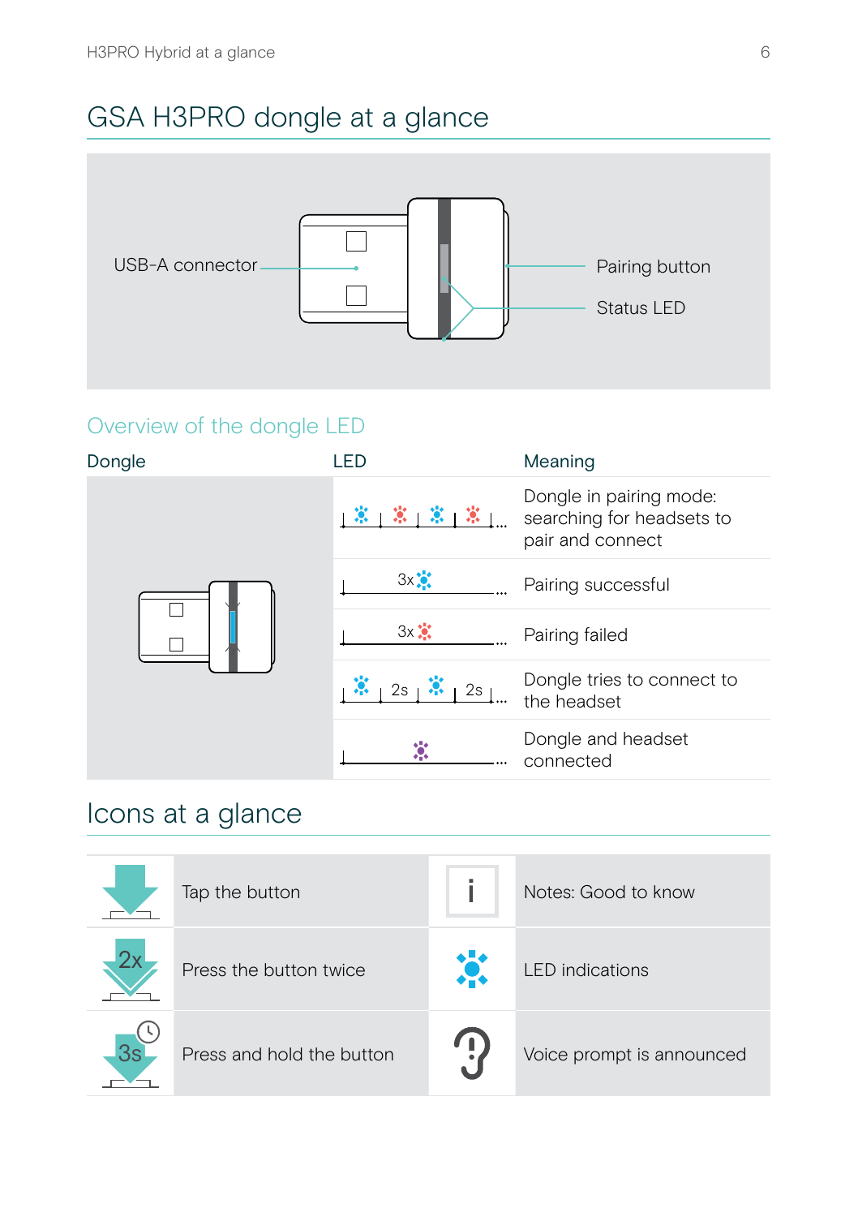# GSA H3PRO dongle at a glance

USB-A connector

Pairing button

Status LED

## Overview of the dongle LED

| Dongle | LED | Meaning |
|---|---|---|
| | blue / red alternating flashing ... | Dongle in pairing mode: searching for headsets to pair and connect |
| | 3x blue ... | Pairing successful |
| | 3x red ... | Pairing failed |
| | blue 2s blue 2s ... | Dongle tries to connect to the headset |
| | purple ... | Dongle and headset connected |

# Icons at a glance

| Icon | Meaning | Icon | Meaning |
|---|---|---|---|
| | Tap the button | i | Notes: Good to know |
| 2x | Press the button twice | | LED indications |
| 3s | Press and hold the button | | Voice prompt is announced |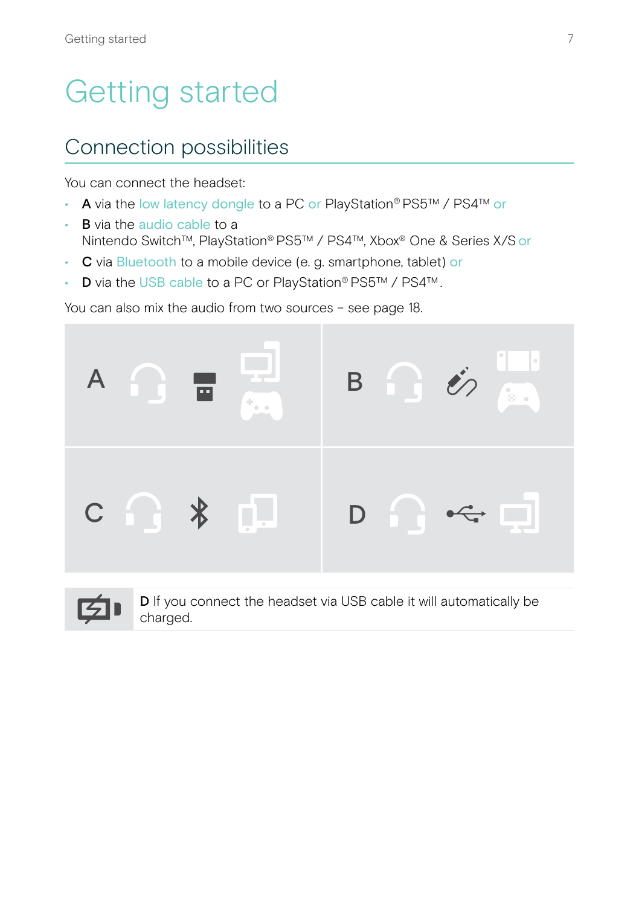# Getting started

## Connection possibilities

You can connect the headset:

- **A** via the low latency dongle to a PC or PlayStation® PS5™ / PS4™ or
- **B** via the audio cable to a Nintendo Switch™, PlayStation® PS5™ / PS4™, Xbox® One & Series X/S or
- **C** via Bluetooth to a mobile device (e. g. smartphone, tablet) or
- **D** via the USB cable to a PC or PlayStation® PS5™ / PS4™.

You can also mix the audio from two sources – see page 18.

A

B

C

D

**D** If you connect the headset via USB cable it will automatically be charged.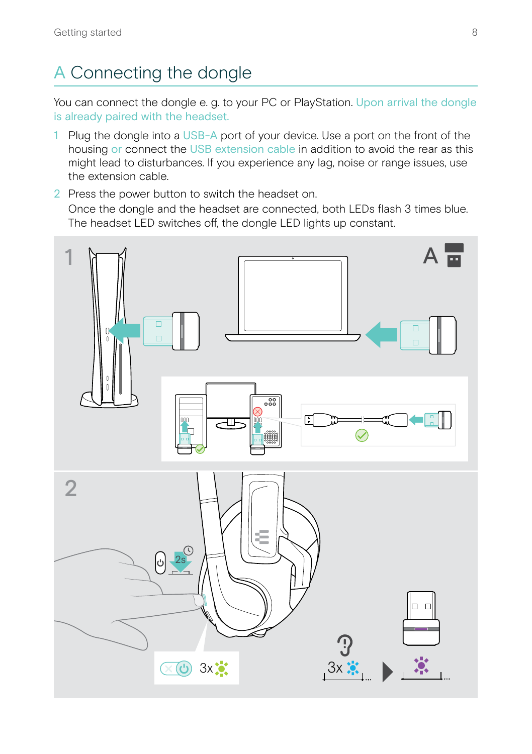## A Connecting the dongle

You can connect the dongle e. g. to your PC or PlayStation. Upon arrival the dongle is already paired with the headset.

1 Plug the dongle into a USB-A port of your device. Use a port on the front of the housing or connect the USB extension cable in addition to avoid the rear as this might lead to disturbances. If you experience any lag, noise or range issues, use the extension cable.

2 Press the power button to switch the headset on.
Once the dongle and the headset are connected, both LEDs flash 3 times blue. The headset LED switches off, the dongle LED lights up constant.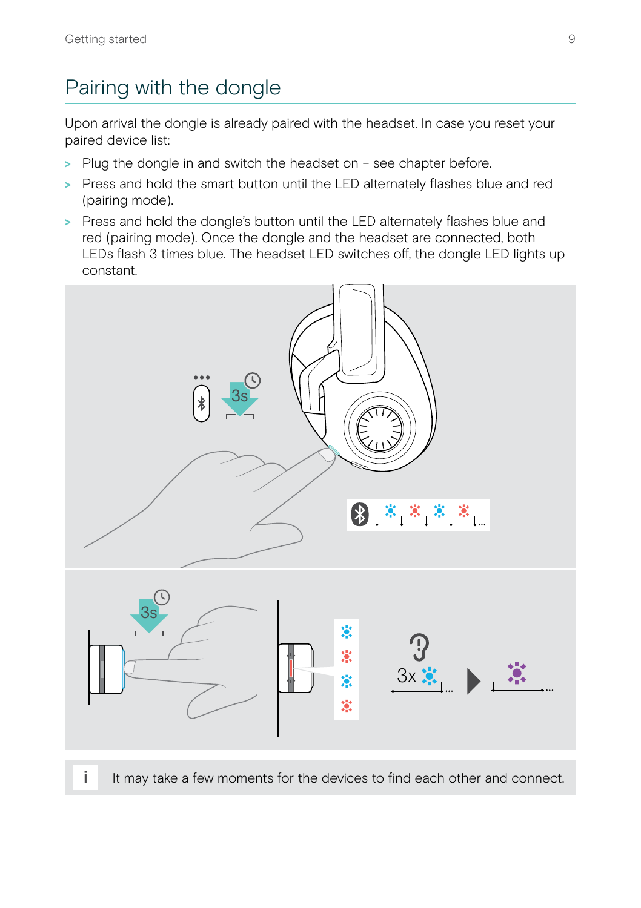# Pairing with the dongle

Upon arrival the dongle is already paired with the headset. In case you reset your paired device list:

> Plug the dongle in and switch the headset on – see chapter before.
> Press and hold the smart button until the LED alternately flashes blue and red (pairing mode).
> Press and hold the dongle's button until the LED alternately flashes blue and red (pairing mode). Once the dongle and the headset are connected, both LEDs flash 3 times blue. The headset LED switches off, the dongle LED lights up constant.

i It may take a few moments for the devices to find each other and connect.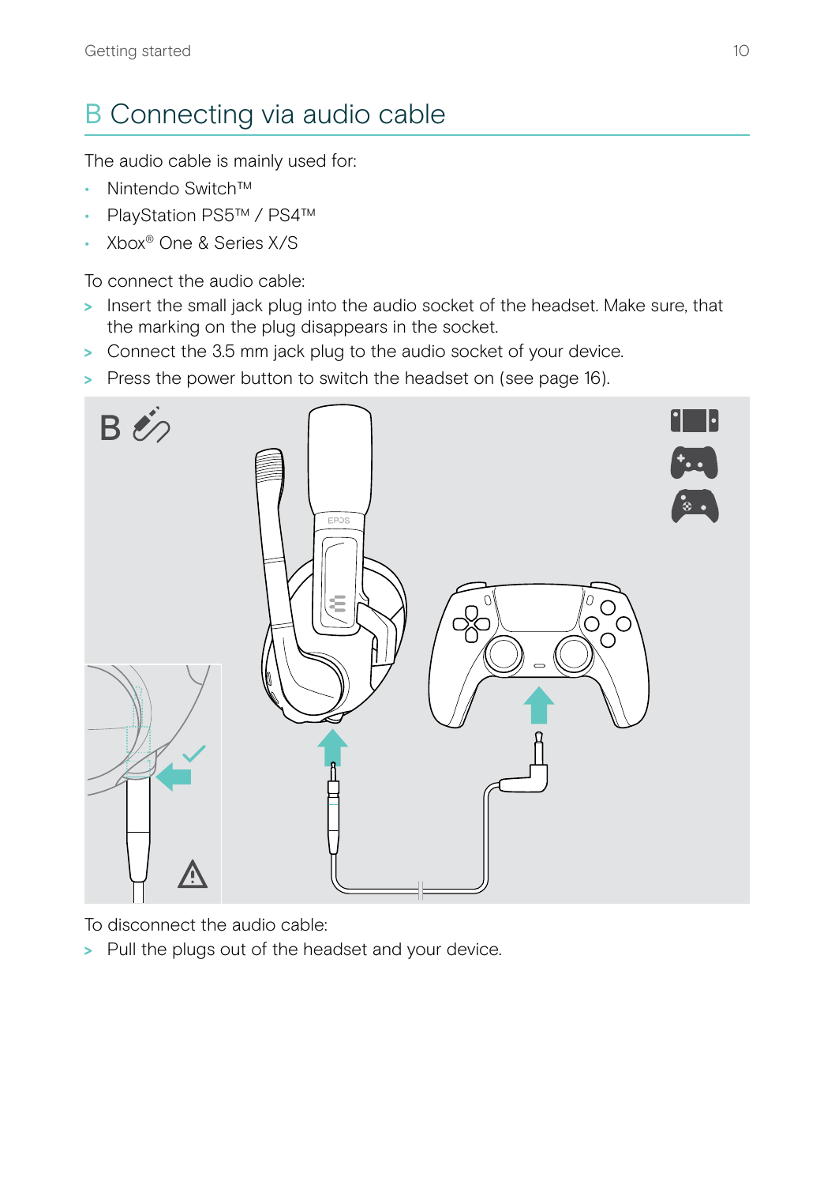# B Connecting via audio cable

The audio cable is mainly used for:

- Nintendo Switch™
- PlayStation PS5™ / PS4™
- Xbox® One & Series X/S

To connect the audio cable:

> Insert the small jack plug into the audio socket of the headset. Make sure, that the marking on the plug disappears in the socket.

> Connect the 3.5 mm jack plug to the audio socket of your device.

> Press the power button to switch the headset on (see page 16).

To disconnect the audio cable:

> Pull the plugs out of the headset and your device.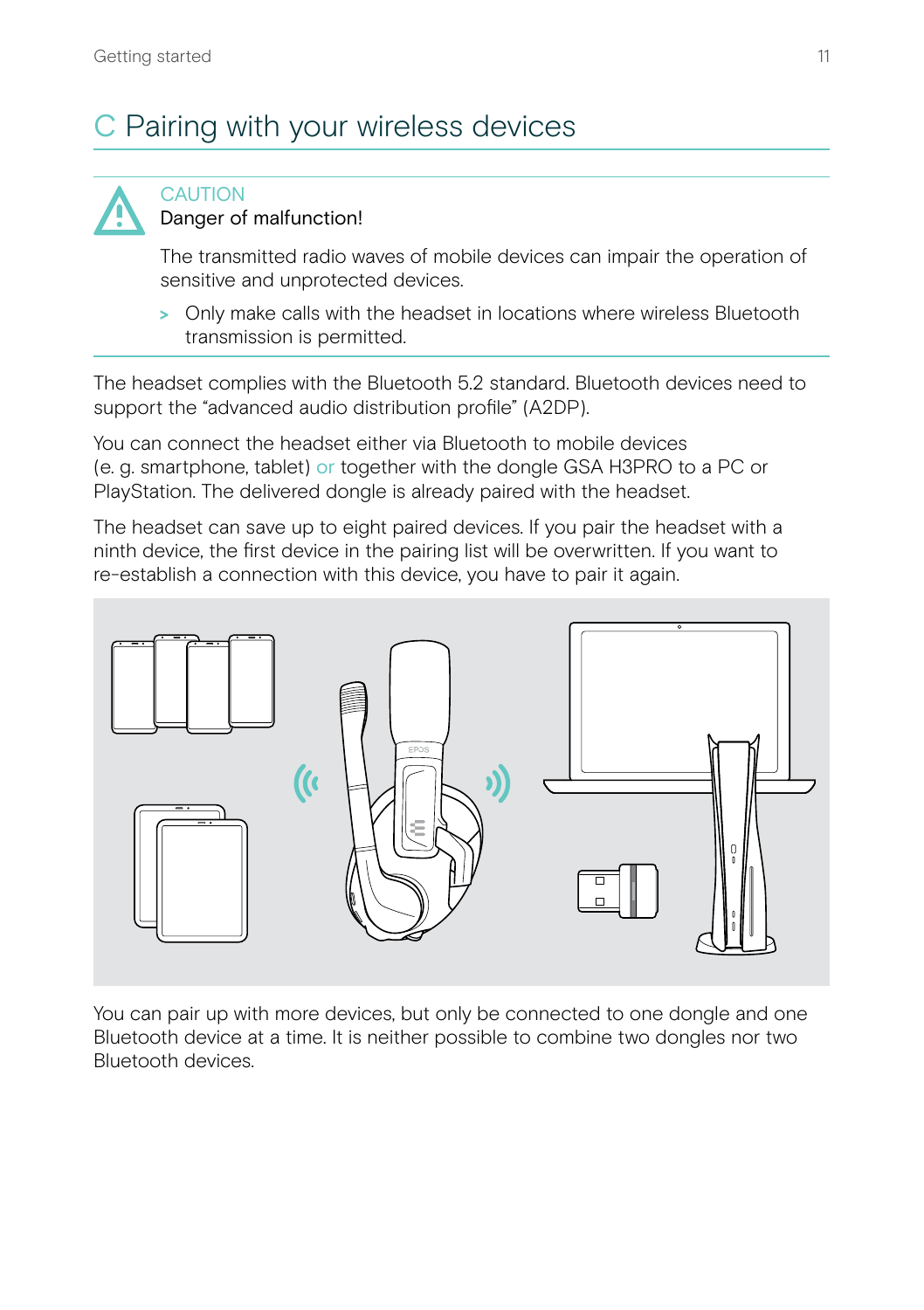# C Pairing with your wireless devices

**CAUTION**
**Danger of malfunction!**

The transmitted radio waves of mobile devices can impair the operation of sensitive and unprotected devices.

> Only make calls with the headset in locations where wireless Bluetooth transmission is permitted.

The headset complies with the Bluetooth 5.2 standard. Bluetooth devices need to support the "advanced audio distribution profile" (A2DP).

You can connect the headset either via Bluetooth to mobile devices (e. g. smartphone, tablet) or together with the dongle GSA H3PRO to a PC or PlayStation. The delivered dongle is already paired with the headset.

The headset can save up to eight paired devices. If you pair the headset with a ninth device, the first device in the pairing list will be overwritten. If you want to re-establish a connection with this device, you have to pair it again.

You can pair up with more devices, but only be connected to one dongle and one Bluetooth device at a time. It is neither possible to combine two dongles nor two Bluetooth devices.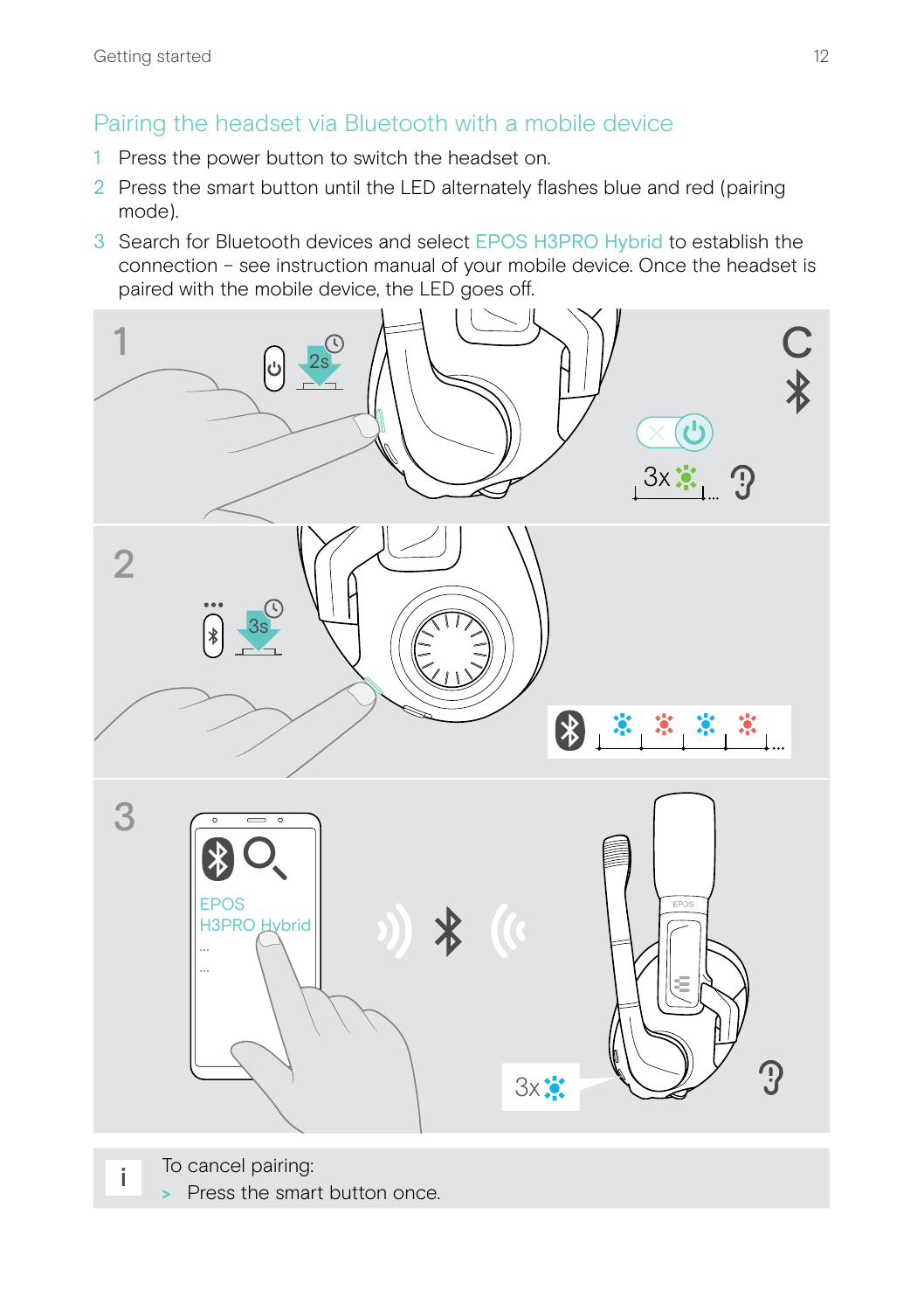## Pairing the headset via Bluetooth with a mobile device

1. Press the power button to switch the headset on.
2. Press the smart button until the LED alternately flashes blue and red (pairing mode).
3. Search for Bluetooth devices and select EPOS H3PRO Hybrid to establish the connection – see instruction manual of your mobile device. Once the headset is paired with the mobile device, the LED goes off.

i To cancel pairing:

> Press the smart button once.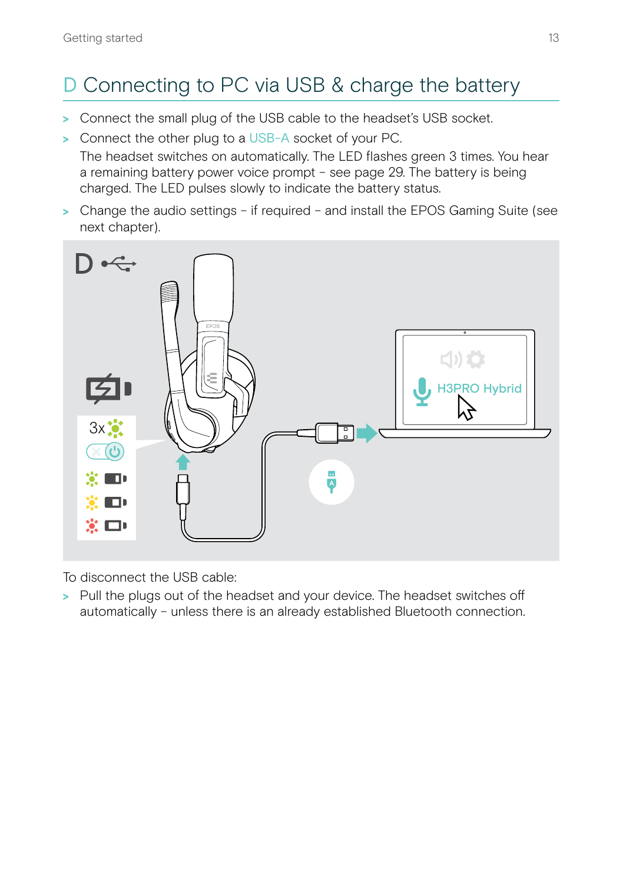# D Connecting to PC via USB & charge the battery

- Connect the small plug of the USB cable to the headset's USB socket.
- Connect the other plug to a USB-A socket of your PC.
  The headset switches on automatically. The LED flashes green 3 times. You hear a remaining battery power voice prompt – see page 29. The battery is being charged. The LED pulses slowly to indicate the battery status.
- Change the audio settings – if required – and install the EPOS Gaming Suite (see next chapter).

To disconnect the USB cable:

- Pull the plugs out of the headset and your device. The headset switches off automatically – unless there is an already established Bluetooth connection.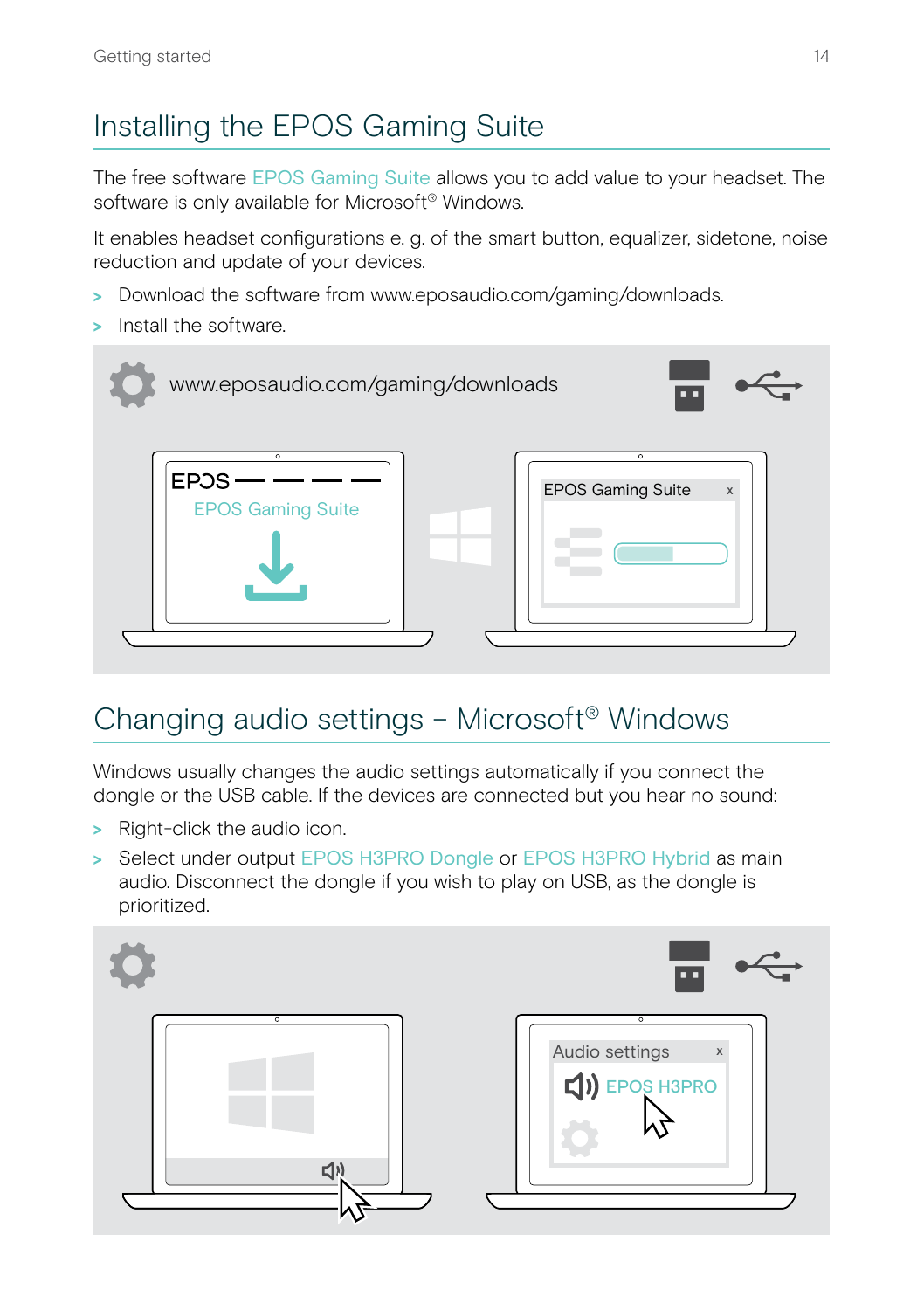## Installing the EPOS Gaming Suite

The free software EPOS Gaming Suite allows you to add value to your headset. The software is only available for Microsoft® Windows.

It enables headset configurations e. g. of the smart button, equalizer, sidetone, noise reduction and update of your devices.

> Download the software from www.eposaudio.com/gaming/downloads.
> Install the software.

## Changing audio settings – Microsoft® Windows

Windows usually changes the audio settings automatically if you connect the dongle or the USB cable. If the devices are connected but you hear no sound:

> Right-click the audio icon.
> Select under output EPOS H3PRO Dongle or EPOS H3PRO Hybrid as main audio. Disconnect the dongle if you wish to play on USB, as the dongle is prioritized.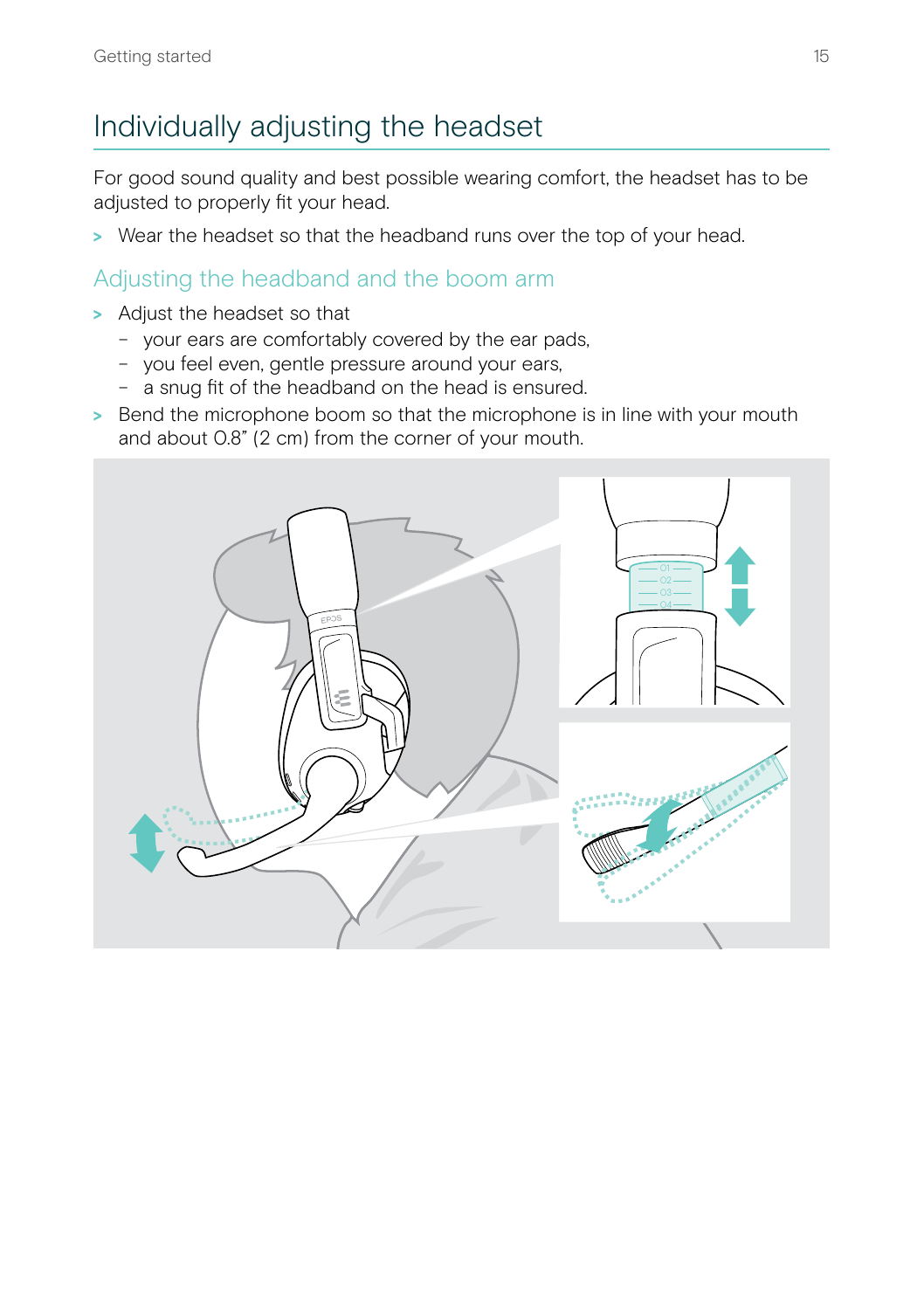# Individually adjusting the headset

For good sound quality and best possible wearing comfort, the headset has to be adjusted to properly fit your head.

> Wear the headset so that the headband runs over the top of your head.

## Adjusting the headband and the boom arm

> Adjust the headset so that
- your ears are comfortably covered by the ear pads,
- you feel even, gentle pressure around your ears,
- a snug fit of the headband on the head is ensured.

> Bend the microphone boom so that the microphone is in line with your mouth and about 0.8" (2 cm) from the corner of your mouth.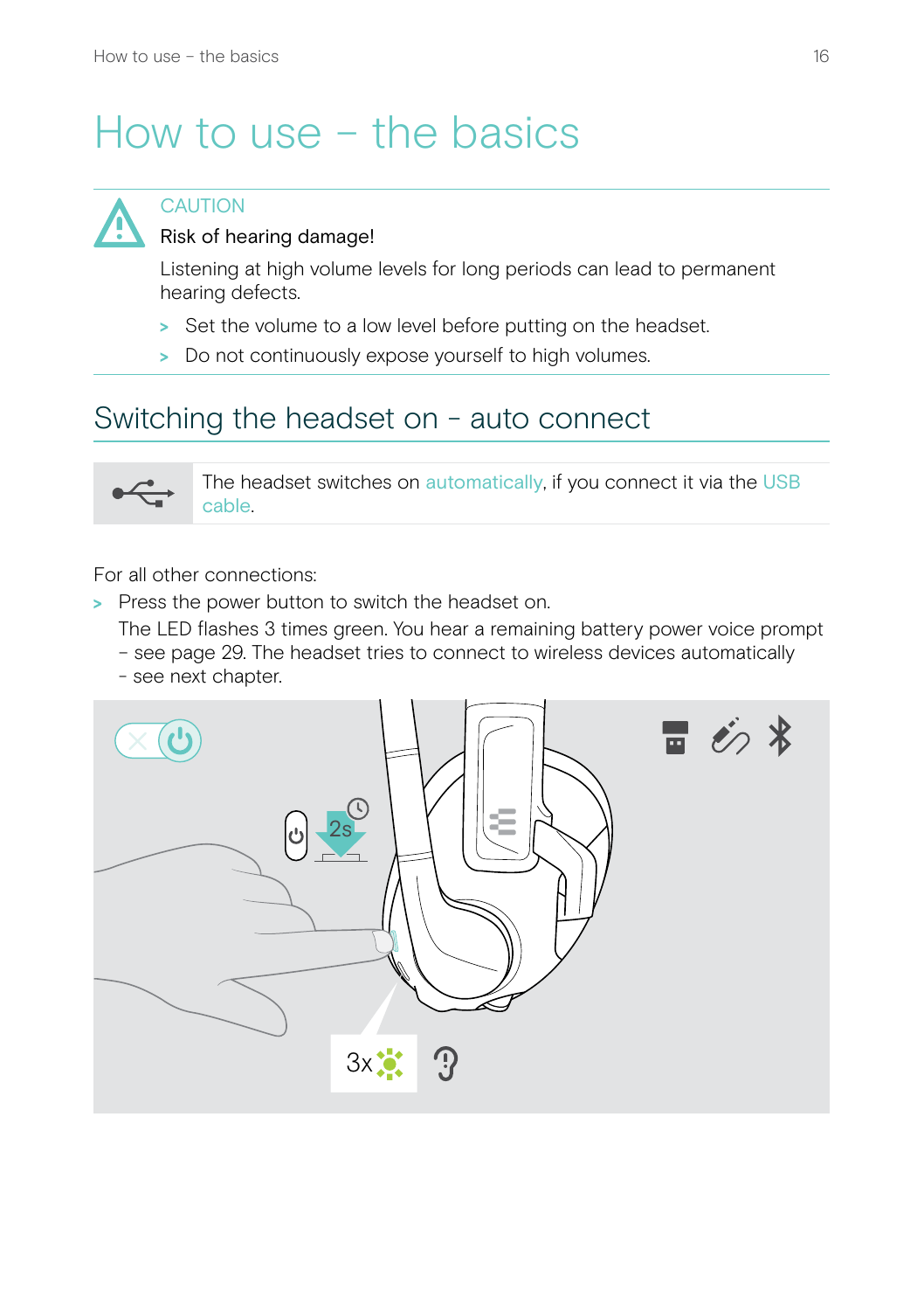# How to use – the basics

> **CAUTION**
>
> **Risk of hearing damage!**
>
> Listening at high volume levels for long periods can lead to permanent hearing defects.
>
> - Set the volume to a low level before putting on the headset.
> - Do not continuously expose yourself to high volumes.

## Switching the headset on - auto connect

The headset switches on automatically, if you connect it via the USB cable.

For all other connections:

- Press the power button to switch the headset on.
  The LED flashes 3 times green. You hear a remaining battery power voice prompt – see page 29. The headset tries to connect to wireless devices automatically – see next chapter.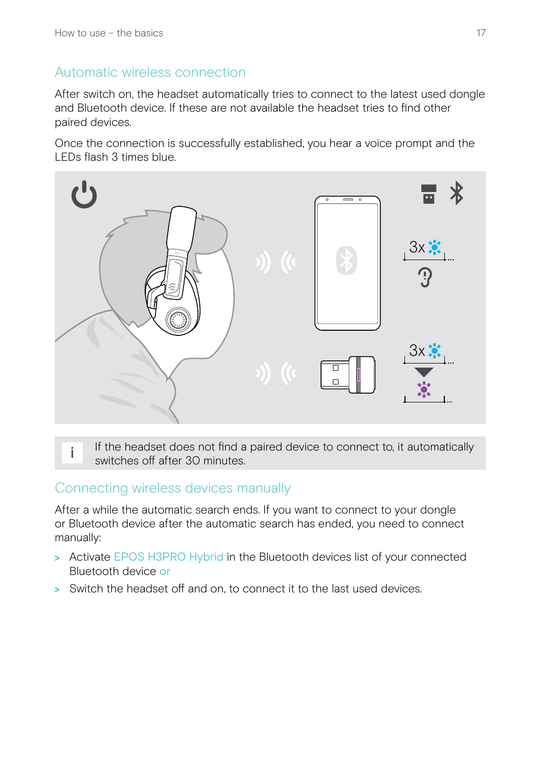## Automatic wireless connection

After switch on, the headset automatically tries to connect to the latest used dongle and Bluetooth device. If these are not available the headset tries to find other paired devices.

Once the connection is successfully established, you hear a voice prompt and the LEDs flash 3 times blue.

i If the headset does not find a paired device to connect to, it automatically switches off after 30 minutes.

## Connecting wireless devices manually

After a while the automatic search ends. If you want to connect to your dongle or Bluetooth device after the automatic search has ended, you need to connect manually:

> Activate EPOS H3PRO Hybrid in the Bluetooth devices list of your connected Bluetooth device or

> Switch the headset off and on, to connect it to the last used devices.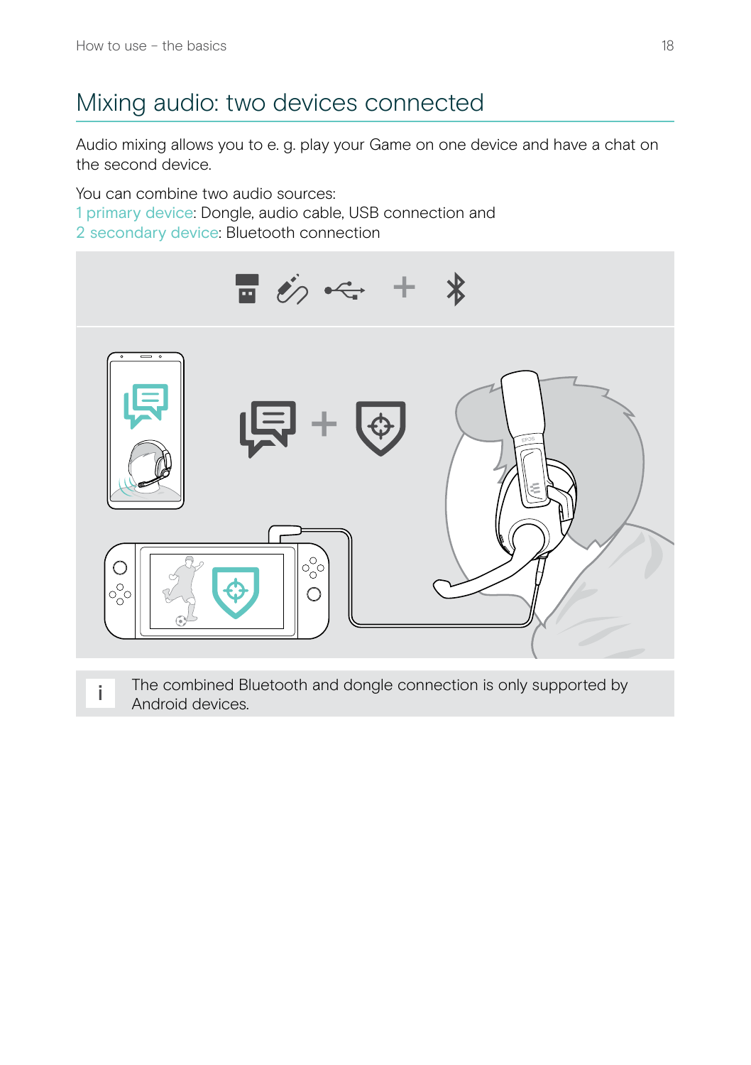# Mixing audio: two devices connected

Audio mixing allows you to e. g. play your Game on one device and have a chat on the second device.

You can combine two audio sources:
1 primary device: Dongle, audio cable, USB connection and
2 secondary device: Bluetooth connection

i The combined Bluetooth and dongle connection is only supported by Android devices.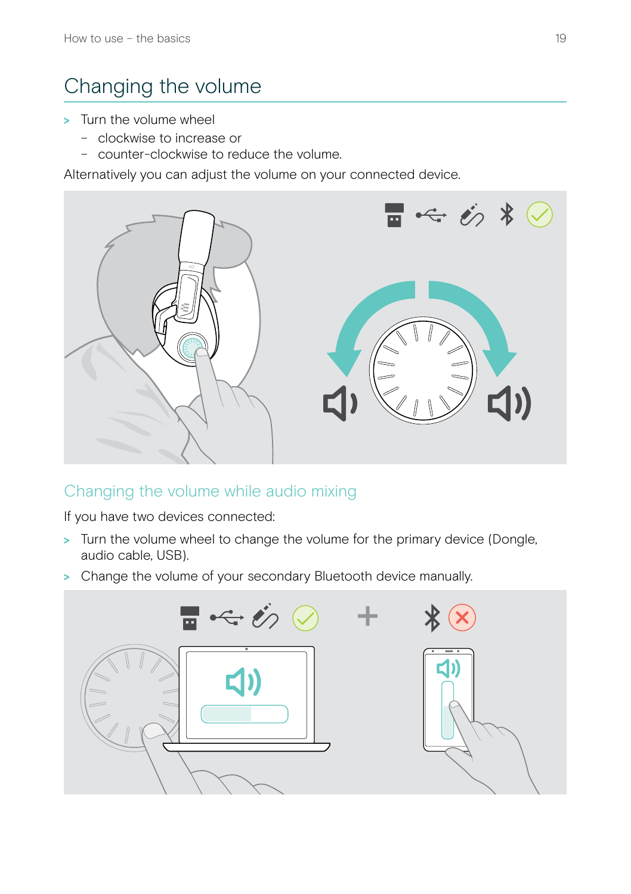# Changing the volume

> Turn the volume wheel
  - clockwise to increase or
  - counter-clockwise to reduce the volume.

Alternatively you can adjust the volume on your connected device.

## Changing the volume while audio mixing

If you have two devices connected:

> Turn the volume wheel to change the volume for the primary device (Dongle, audio cable, USB).

> Change the volume of your secondary Bluetooth device manually.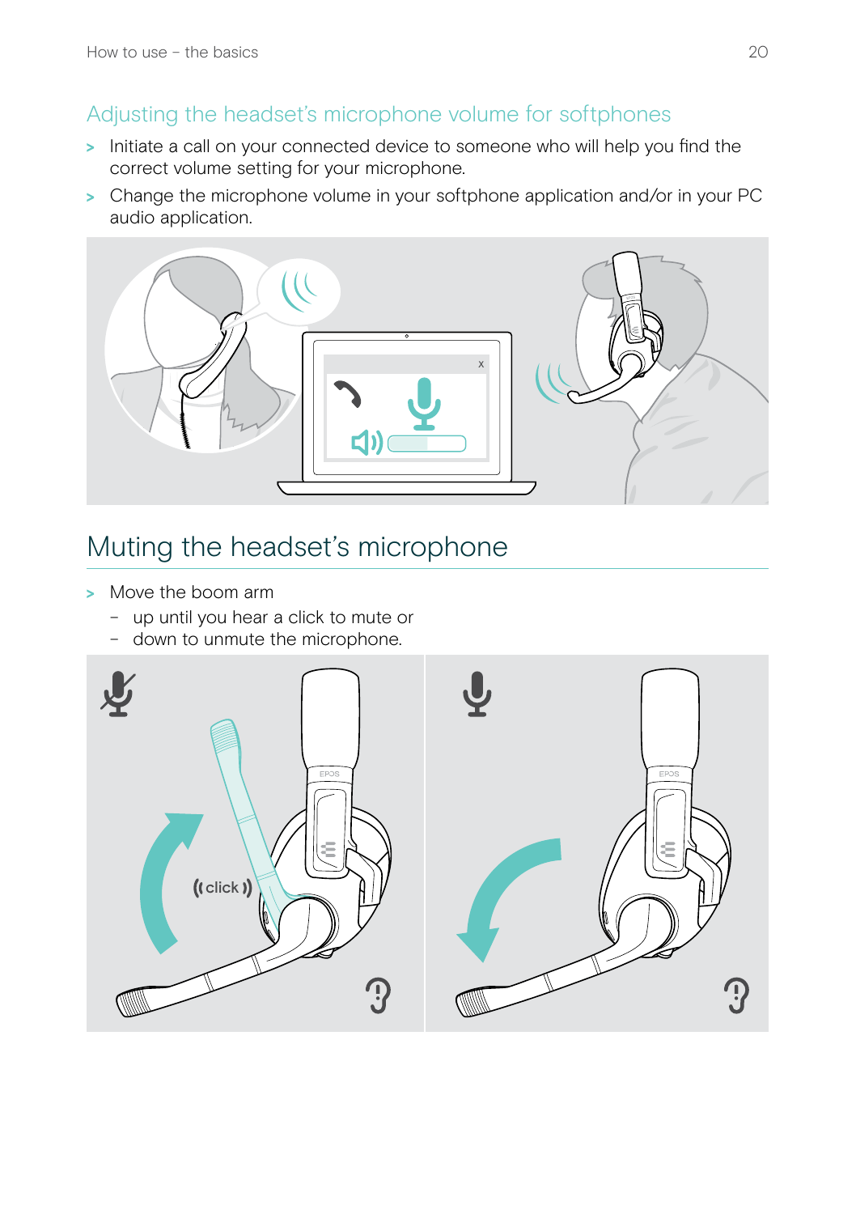## Adjusting the headset's microphone volume for softphones

- Initiate a call on your connected device to someone who will help you find the correct volume setting for your microphone.
- Change the microphone volume in your softphone application and/or in your PC audio application.

# Muting the headset's microphone

- Move the boom arm
  - up until you hear a click to mute or
  - down to unmute the microphone.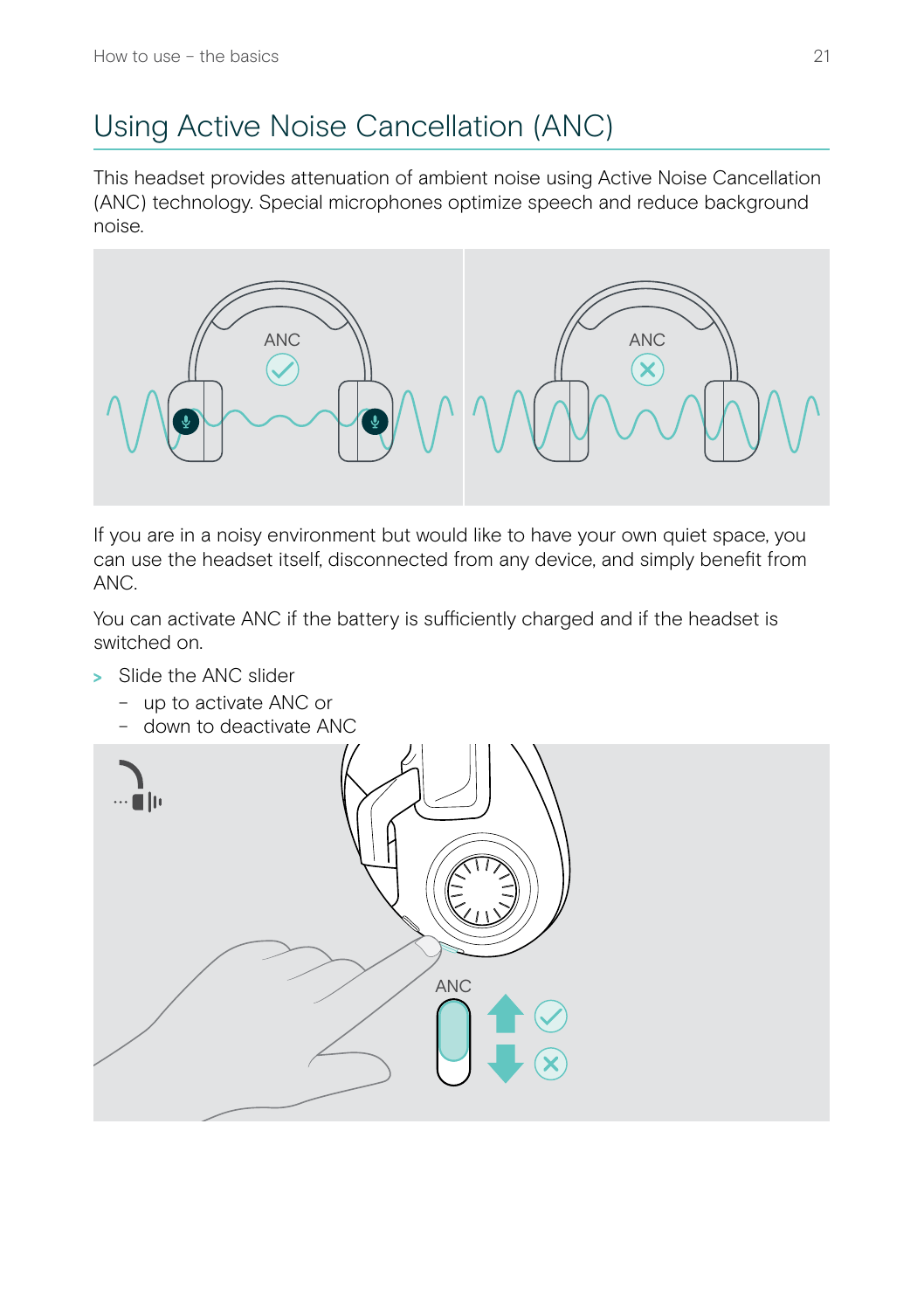# Using Active Noise Cancellation (ANC)

This headset provides attenuation of ambient noise using Active Noise Cancellation (ANC) technology. Special microphones optimize speech and reduce background noise.

If you are in a noisy environment but would like to have your own quiet space, you can use the headset itself, disconnected from any device, and simply benefit from ANC.

You can activate ANC if the battery is sufficiently charged and if the headset is switched on.

> Slide the ANC slider
  - up to activate ANC or
  - down to deactivate ANC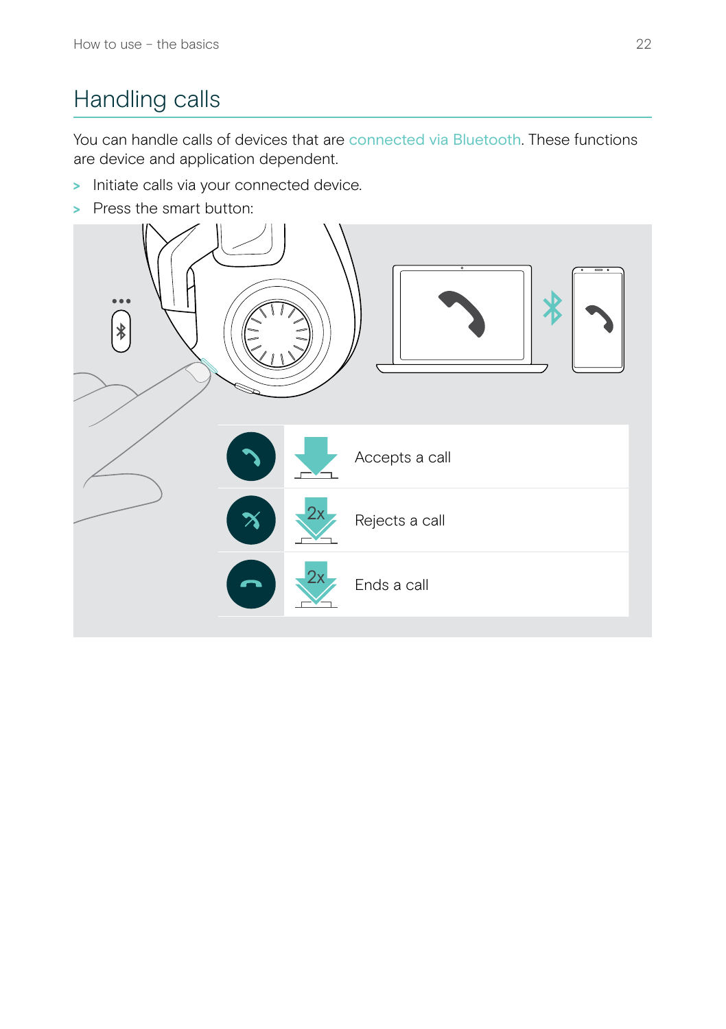# Handling calls

You can handle calls of devices that are connected via Bluetooth. These functions are device and application dependent.

> Initiate calls via your connected device.

> Press the smart button:

| Action | Press | Function |
|---|---|---|
| Accept | 1x | Accepts a call |
| Reject | 2x | Rejects a call |
| End | 2x | Ends a call |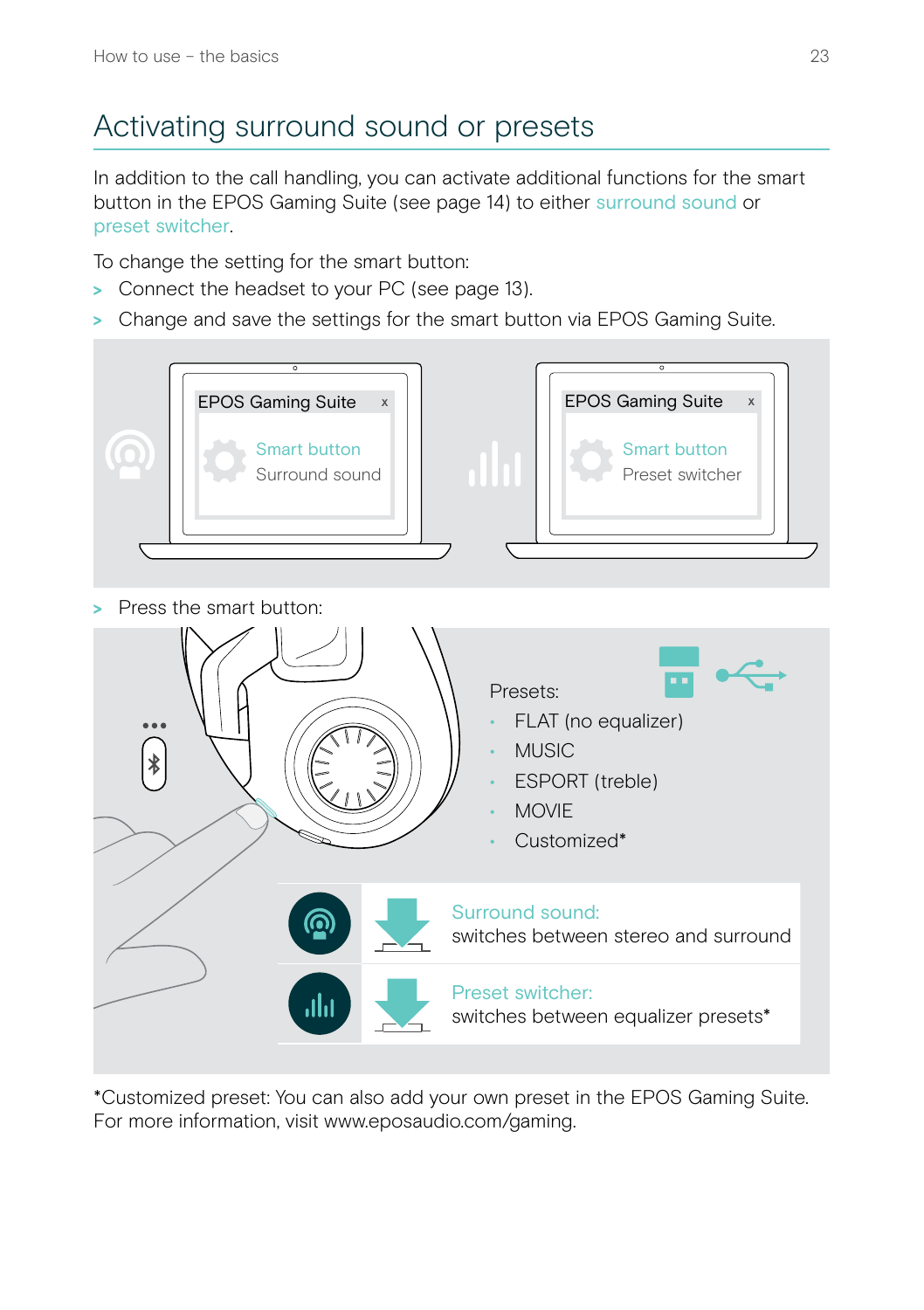# Activating surround sound or presets

In addition to the call handling, you can activate additional functions for the smart button in the EPOS Gaming Suite (see page 14) to either surround sound or preset switcher.

To change the setting for the smart button:

> Connect the headset to your PC (see page 13).

> Change and save the settings for the smart button via EPOS Gaming Suite.

EPOS Gaming Suite x
Smart button
Surround sound

EPOS Gaming Suite x
Smart button
Preset switcher

> Press the smart button:

Presets:

- FLAT (no equalizer)
- MUSIC
- ESPORT (treble)
- MOVIE
- Customized*

Surround sound:
switches between stereo and surround

Preset switcher:
switches between equalizer presets*

*Customized preset: You can also add your own preset in the EPOS Gaming Suite. For more information, visit www.eposaudio.com/gaming.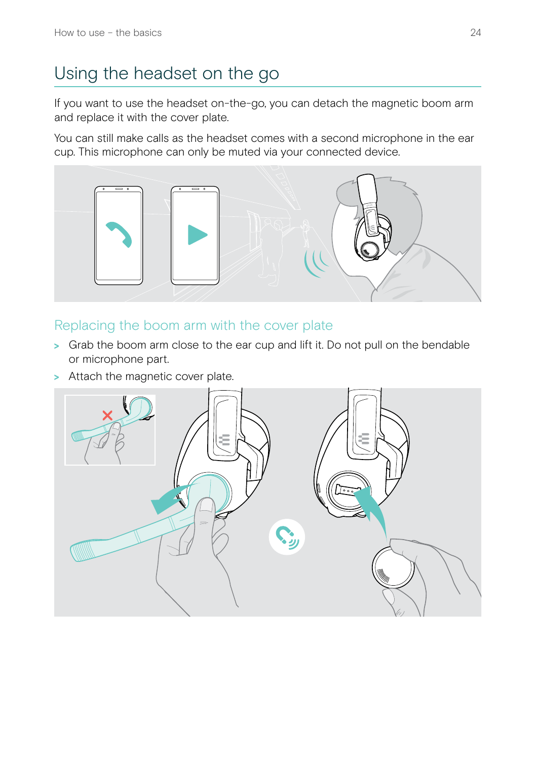# Using the headset on the go

If you want to use the headset on-the-go, you can detach the magnetic boom arm and replace it with the cover plate.

You can still make calls as the headset comes with a second microphone in the ear cup. This microphone can only be muted via your connected device.

## Replacing the boom arm with the cover plate

> Grab the boom arm close to the ear cup and lift it. Do not pull on the bendable or microphone part.

> Attach the magnetic cover plate.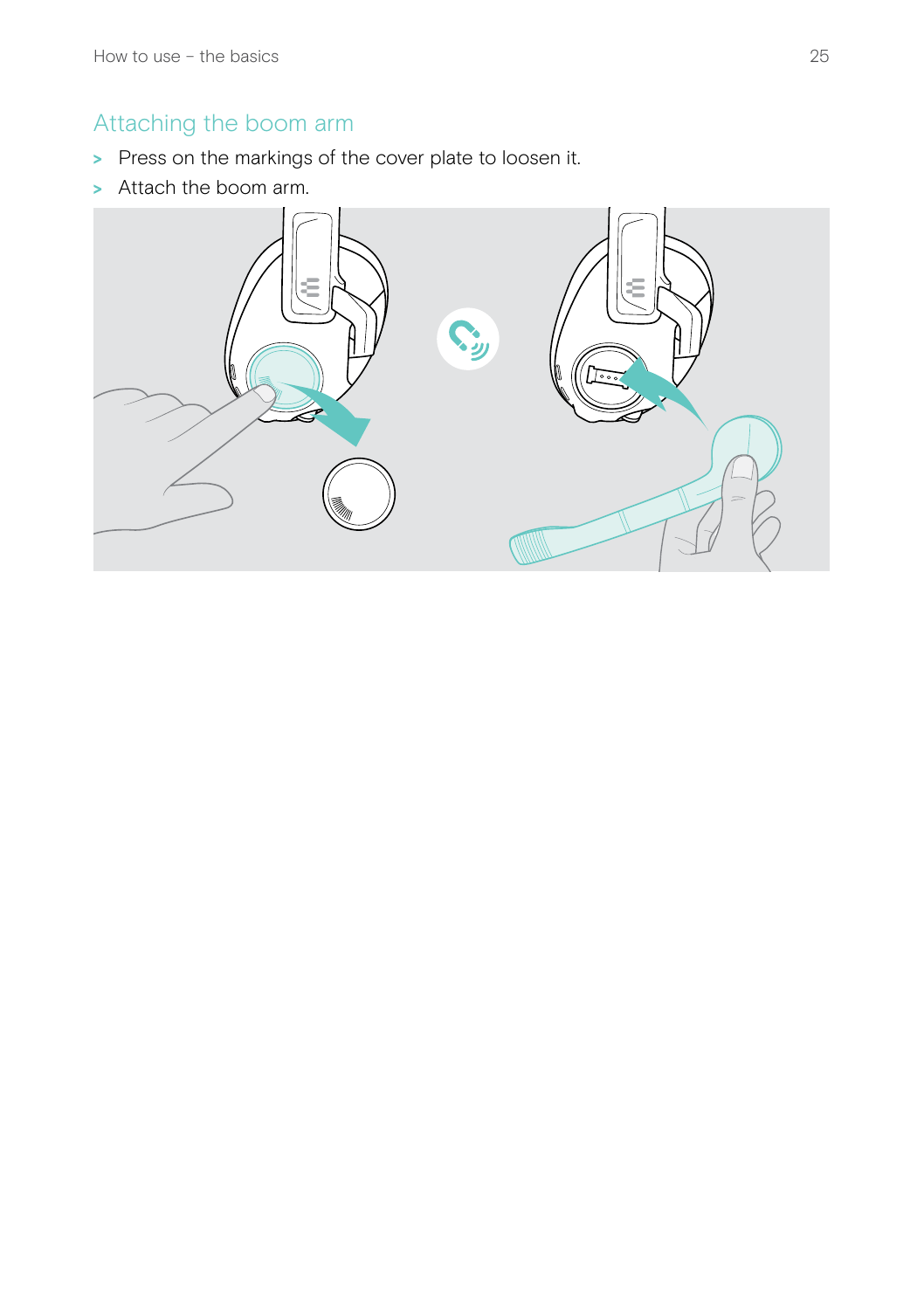## Attaching the boom arm

> Press on the markings of the cover plate to loosen it.

> Attach the boom arm.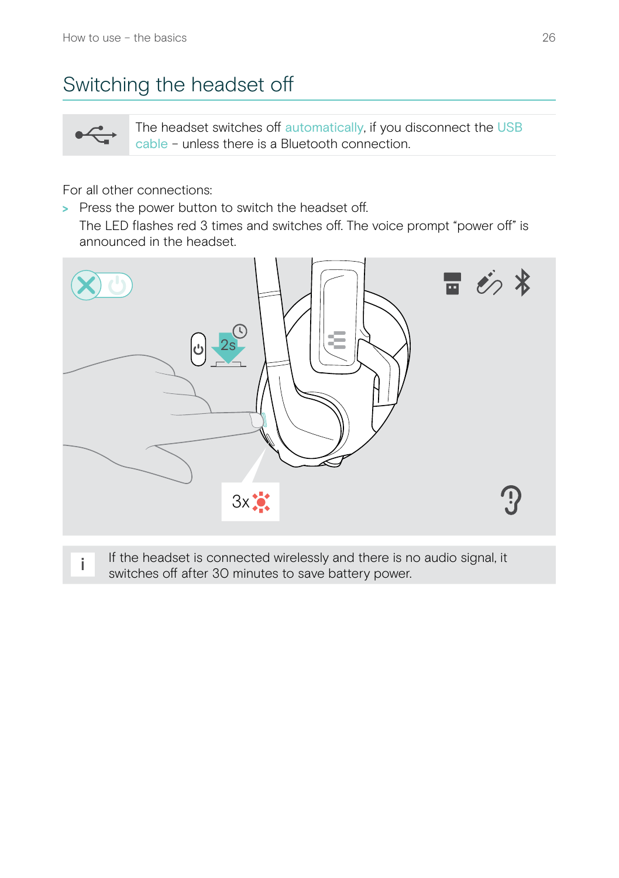# Switching the headset off

The headset switches off automatically, if you disconnect the USB cable – unless there is a Bluetooth connection.

For all other connections:

> Press the power button to switch the headset off.
  The LED flashes red 3 times and switches off. The voice prompt "power off" is announced in the headset.

i If the headset is connected wirelessly and there is no audio signal, it switches off after 30 minutes to save battery power.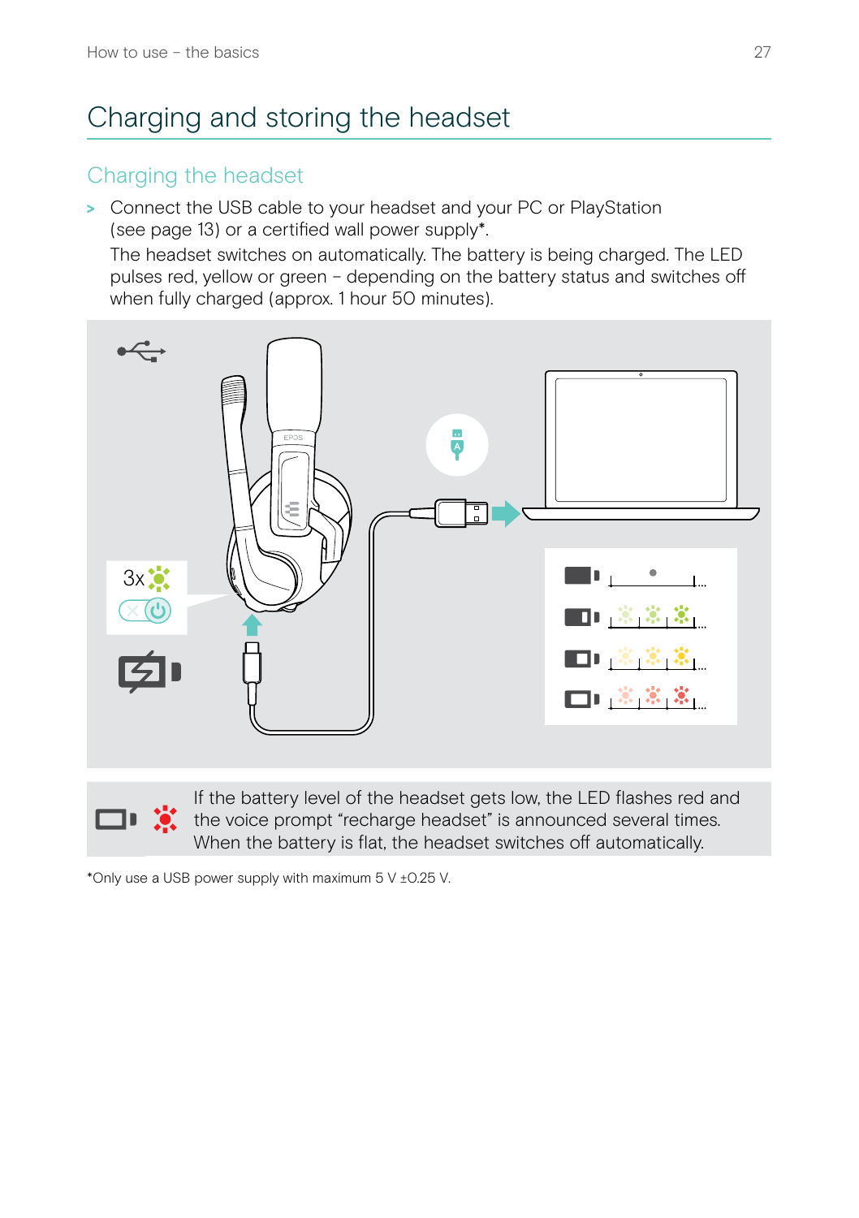# Charging and storing the headset

## Charging the headset

> Connect the USB cable to your headset and your PC or PlayStation (see page 13) or a certified wall power supply*.
  The headset switches on automatically. The battery is being charged. The LED pulses red, yellow or green – depending on the battery status and switches off when fully charged (approx. 1 hour 50 minutes).

If the battery level of the headset gets low, the LED flashes red and the voice prompt "recharge headset" is announced several times. When the battery is flat, the headset switches off automatically.

*Only use a USB power supply with maximum 5 V ±0.25 V.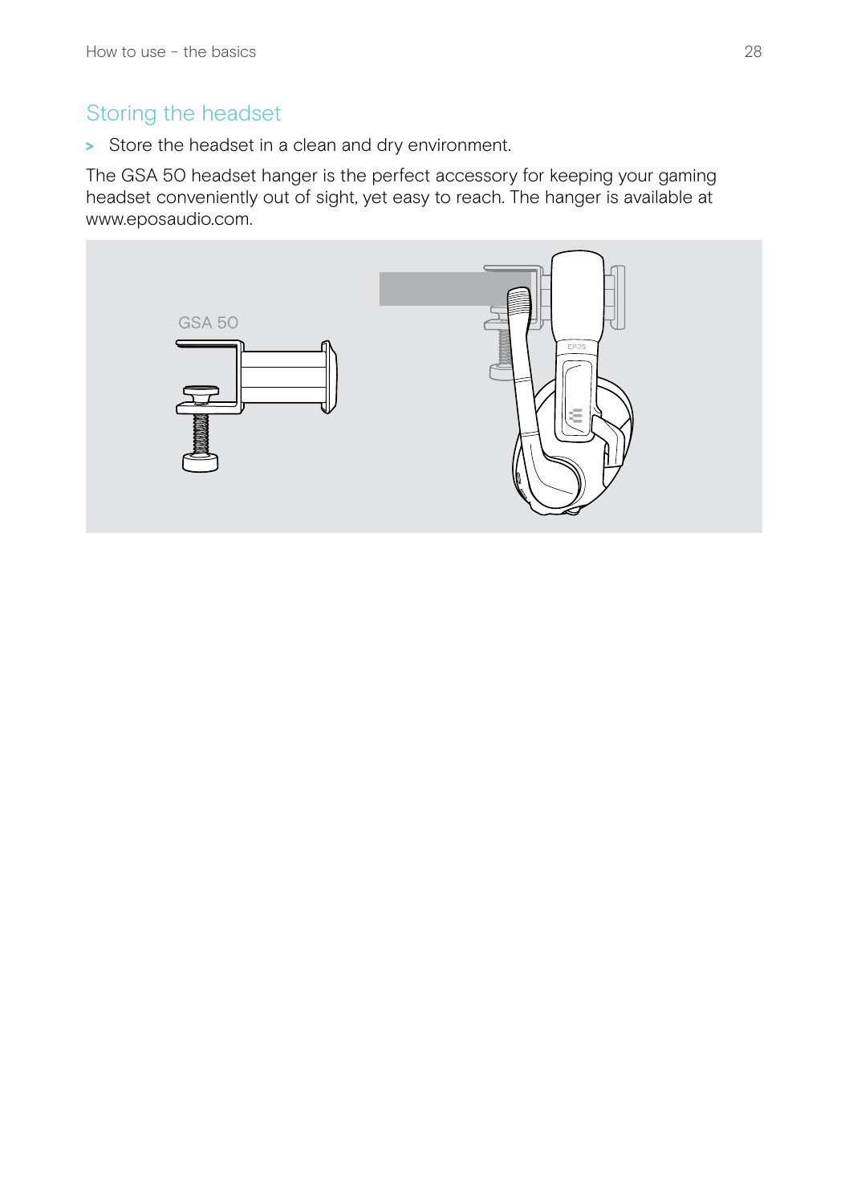## Storing the headset

> Store the headset in a clean and dry environment.

The GSA 50 headset hanger is the perfect accessory for keeping your gaming headset conveniently out of sight, yet easy to reach. The hanger is available at www.eposaudio.com.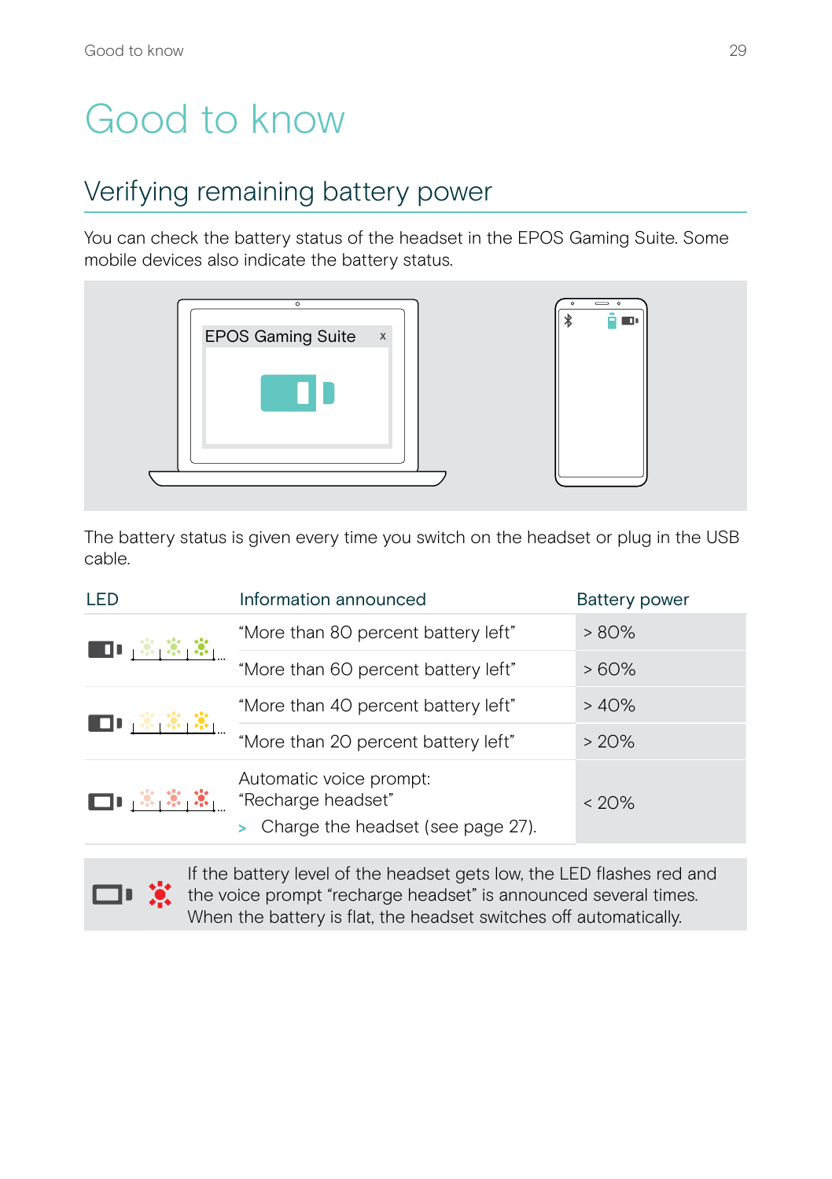# Good to know

## Verifying remaining battery power

You can check the battery status of the headset in the EPOS Gaming Suite. Some mobile devices also indicate the battery status.

EPOS Gaming Suite x

The battery status is given every time you switch on the headset or plug in the USB cable.

| LED | Information announced | Battery power |
|---|---|---|
| | "More than 80 percent battery left" | > 80% |
| | "More than 60 percent battery left" | > 60% |
| | "More than 40 percent battery left" | > 40% |
| | "More than 20 percent battery left" | > 20% |
| | Automatic voice prompt: "Recharge headset" > Charge the headset (see page 27). | < 20% |

If the battery level of the headset gets low, the LED flashes red and the voice prompt "recharge headset" is announced several times. When the battery is flat, the headset switches off automatically.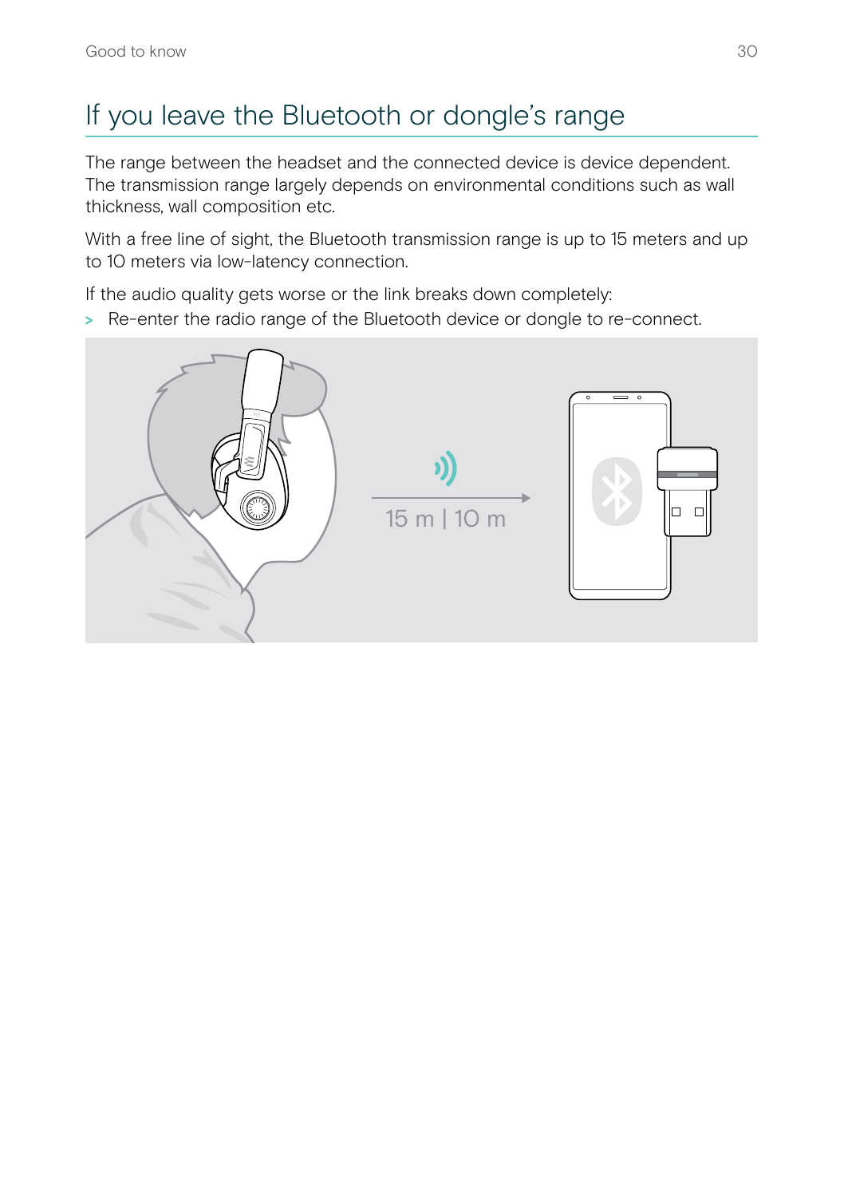# If you leave the Bluetooth or dongle's range

The range between the headset and the connected device is device dependent. The transmission range largely depends on environmental conditions such as wall thickness, wall composition etc.

With a free line of sight, the Bluetooth transmission range is up to 15 meters and up to 10 meters via low-latency connection.

If the audio quality gets worse or the link breaks down completely:

> Re-enter the radio range of the Bluetooth device or dongle to re-connect.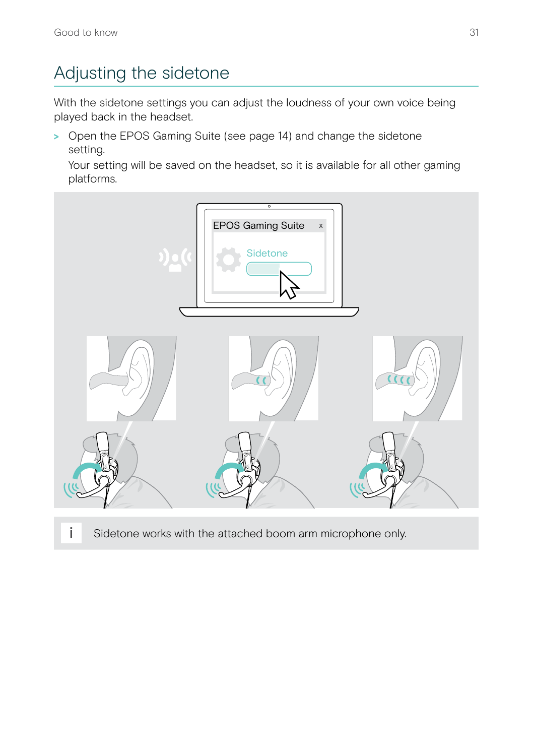# Adjusting the sidetone

With the sidetone settings you can adjust the loudness of your own voice being played back in the headset.

> Open the EPOS Gaming Suite (see page 14) and change the sidetone setting.
  Your setting will be saved on the headset, so it is available for all other gaming platforms.

i Sidetone works with the attached boom arm microphone only.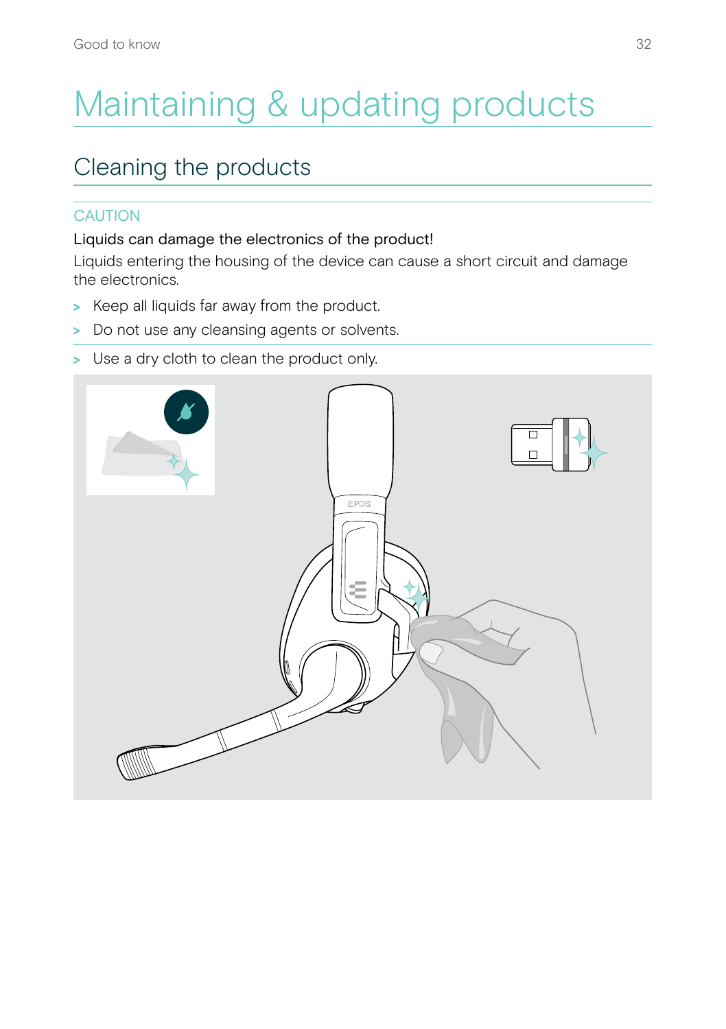# Maintaining & updating products

## Cleaning the products

CAUTION

**Liquids can damage the electronics of the product!**

Liquids entering the housing of the device can cause a short circuit and damage the electronics.

- Keep all liquids far away from the product.
- Do not use any cleansing agents or solvents.

- Use a dry cloth to clean the product only.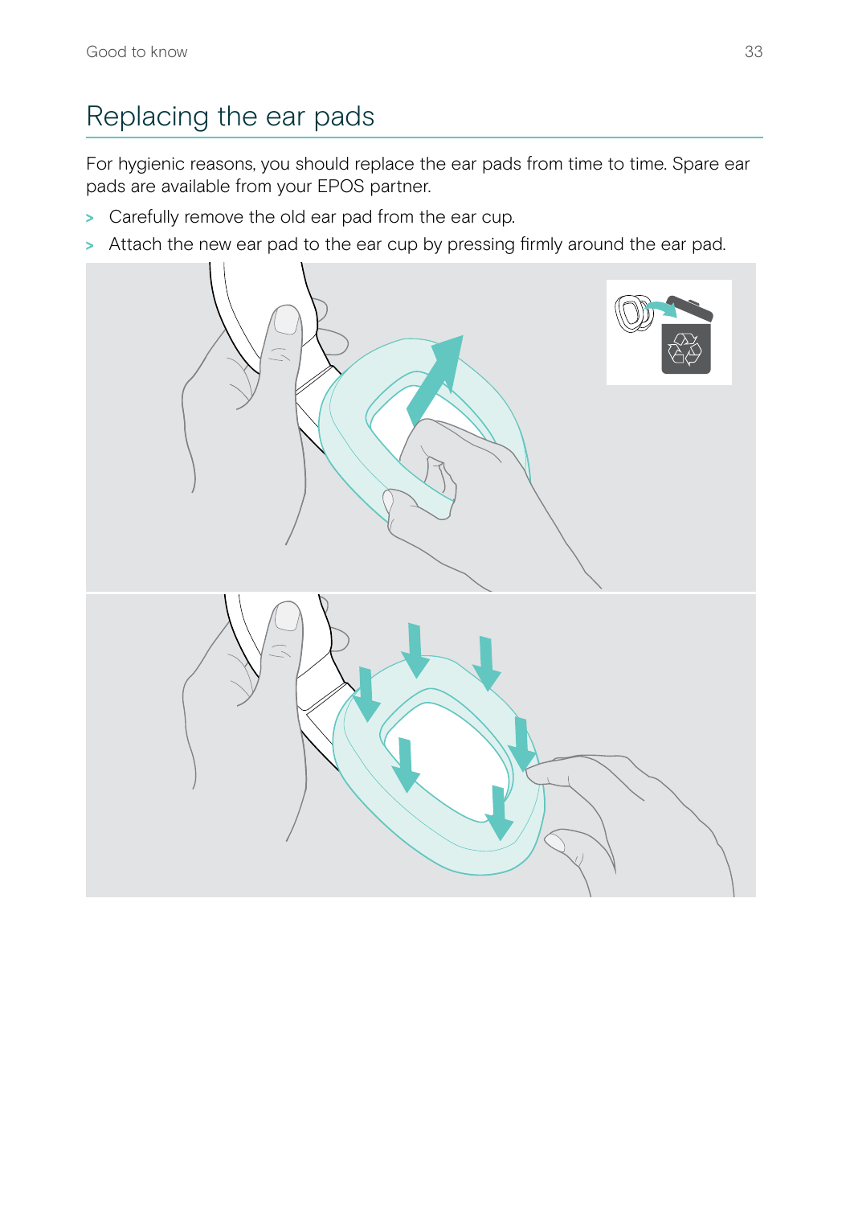# Replacing the ear pads

For hygienic reasons, you should replace the ear pads from time to time. Spare ear pads are available from your EPOS partner.

- Carefully remove the old ear pad from the ear cup.
- Attach the new ear pad to the ear cup by pressing firmly around the ear pad.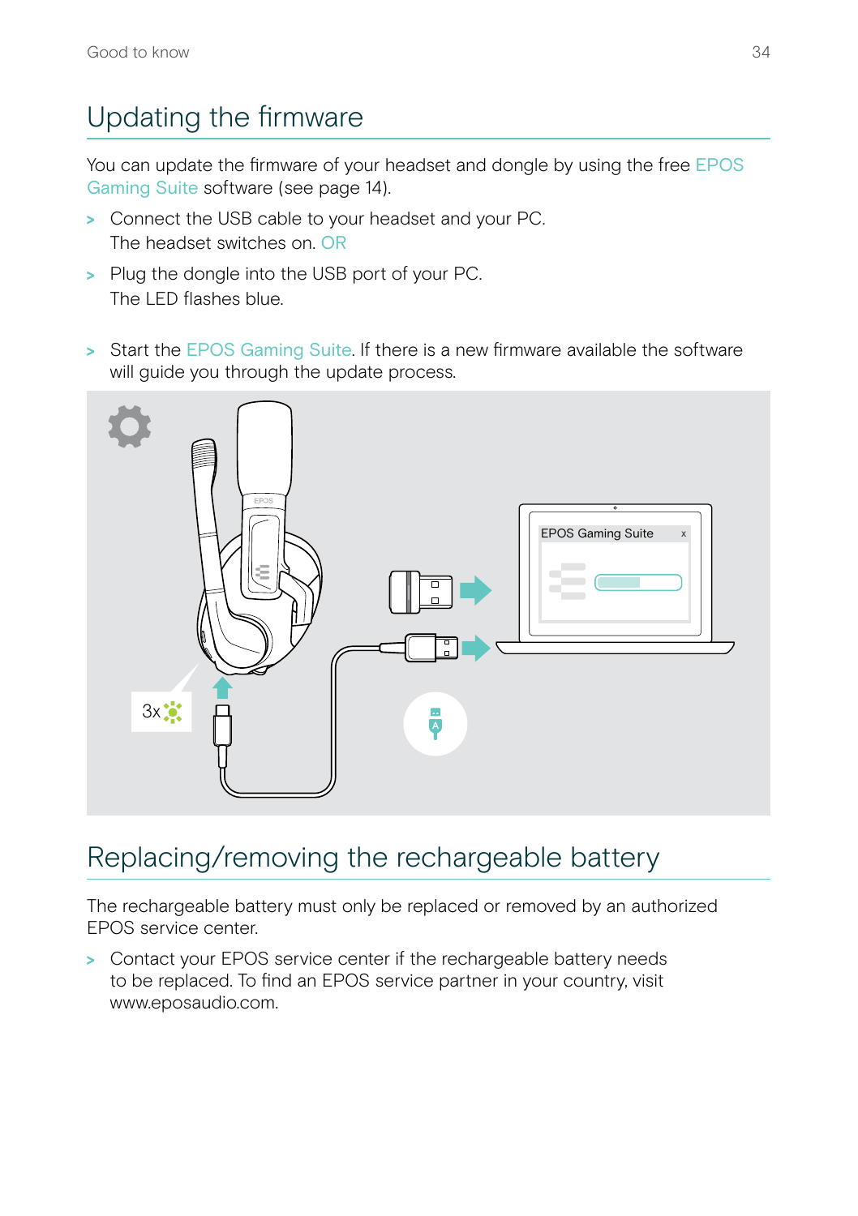# Updating the firmware

You can update the firmware of your headset and dongle by using the free EPOS Gaming Suite software (see page 14).

> Connect the USB cable to your headset and your PC.
> The headset switches on. OR

> Plug the dongle into the USB port of your PC.
> The LED flashes blue.

> Start the EPOS Gaming Suite. If there is a new firmware available the software will guide you through the update process.

# Replacing/removing the rechargeable battery

The rechargeable battery must only be replaced or removed by an authorized EPOS service center.

> Contact your EPOS service center if the rechargeable battery needs to be replaced. To find an EPOS service partner in your country, visit www.eposaudio.com.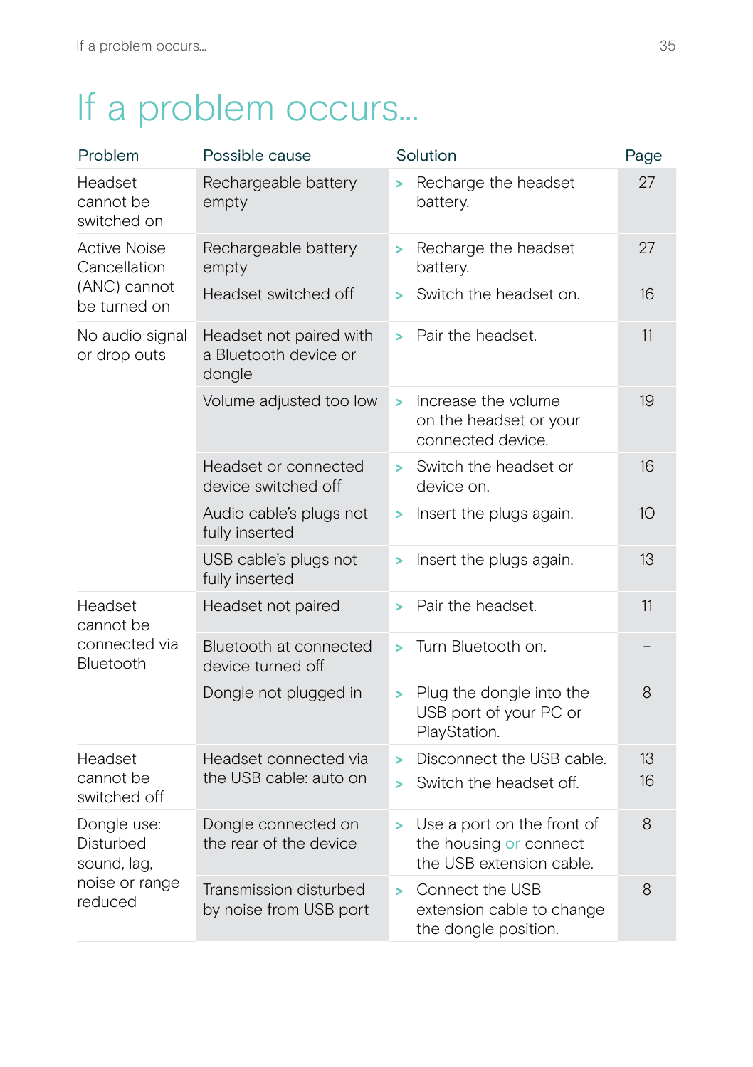# If a problem occurs...

| Problem | Possible cause | Solution | Page |
|---|---|---|---|
| Headset cannot be switched on | Rechargeable battery empty | > Recharge the headset battery. | 27 |
| Active Noise Cancellation (ANC) cannot be turned on | Rechargeable battery empty | > Recharge the headset battery. | 27 |
| | Headset switched off | > Switch the headset on. | 16 |
| No audio signal or drop outs | Headset not paired with a Bluetooth device or dongle | > Pair the headset. | 11 |
| | Volume adjusted too low | > Increase the volume on the headset or your connected device. | 19 |
| | Headset or connected device switched off | > Switch the headset or device on. | 16 |
| | Audio cable's plugs not fully inserted | > Insert the plugs again. | 10 |
| | USB cable's plugs not fully inserted | > Insert the plugs again. | 13 |
| Headset cannot be connected via Bluetooth | Headset not paired | > Pair the headset. | 11 |
| | Bluetooth at connected device turned off | > Turn Bluetooth on. | – |
| | Dongle not plugged in | > Plug the dongle into the USB port of your PC or PlayStation. | 8 |
| Headset cannot be switched off | Headset connected via the USB cable: auto on | > Disconnect the USB cable.<br>> Switch the headset off. | 13<br>16 |
| Dongle use: Disturbed sound, lag, noise or range reduced | Dongle connected on the rear of the device | > Use a port on the front of the housing or connect the USB extension cable. | 8 |
| | Transmission disturbed by noise from USB port | > Connect the USB extension cable to change the dongle position. | 8 |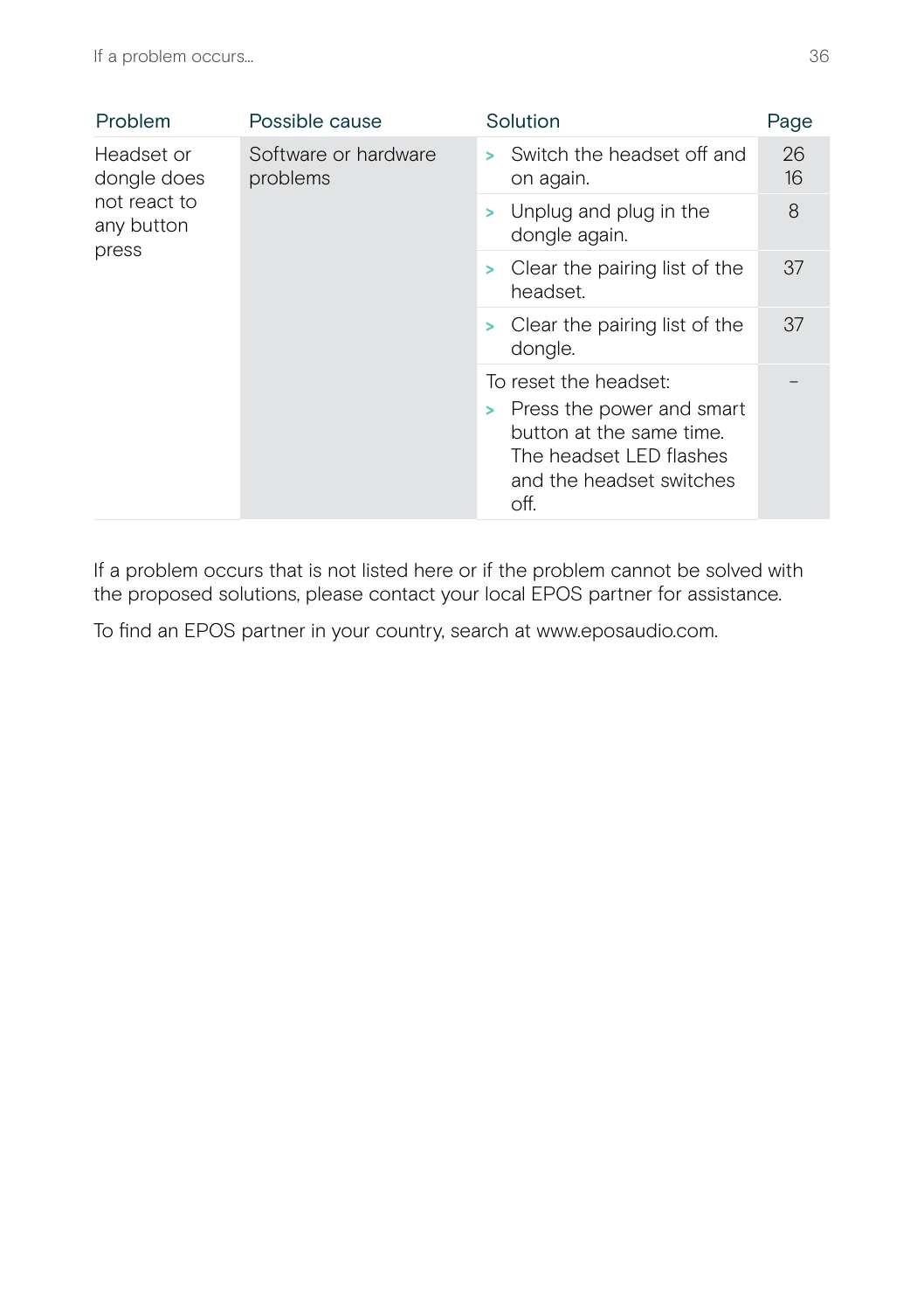| Problem | Possible cause | Solution | Page |
|---|---|---|---|
| Headset or dongle does not react to any button press | Software or hardware problems | > Switch the headset off and on again. | 26<br>16 |
| | | > Unplug and plug in the dongle again. | 8 |
| | | > Clear the pairing list of the headset. | 37 |
| | | > Clear the pairing list of the dongle. | 37 |
| | | To reset the headset:<br>> Press the power and smart button at the same time. The headset LED flashes and the headset switches off. | – |

If a problem occurs that is not listed here or if the problem cannot be solved with the proposed solutions, please contact your local EPOS partner for assistance.

To find an EPOS partner in your country, search at www.eposaudio.com.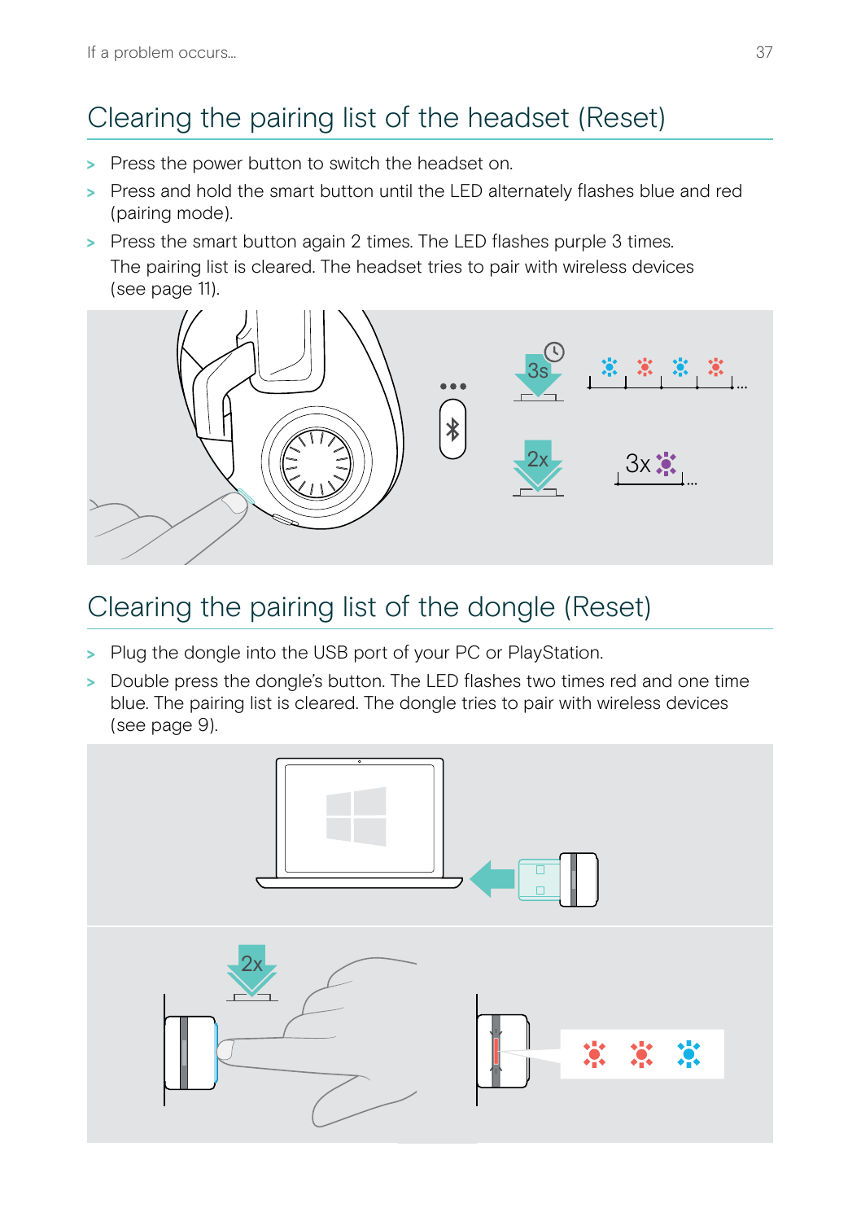## Clearing the pairing list of the headset (Reset)

> Press the power button to switch the headset on.
> Press and hold the smart button until the LED alternately flashes blue and red (pairing mode).
> Press the smart button again 2 times. The LED flashes purple 3 times.
The pairing list is cleared. The headset tries to pair with wireless devices (see page 11).

## Clearing the pairing list of the dongle (Reset)

> Plug the dongle into the USB port of your PC or PlayStation.
> Double press the dongle's button. The LED flashes two times red and one time blue. The pairing list is cleared. The dongle tries to pair with wireless devices (see page 9).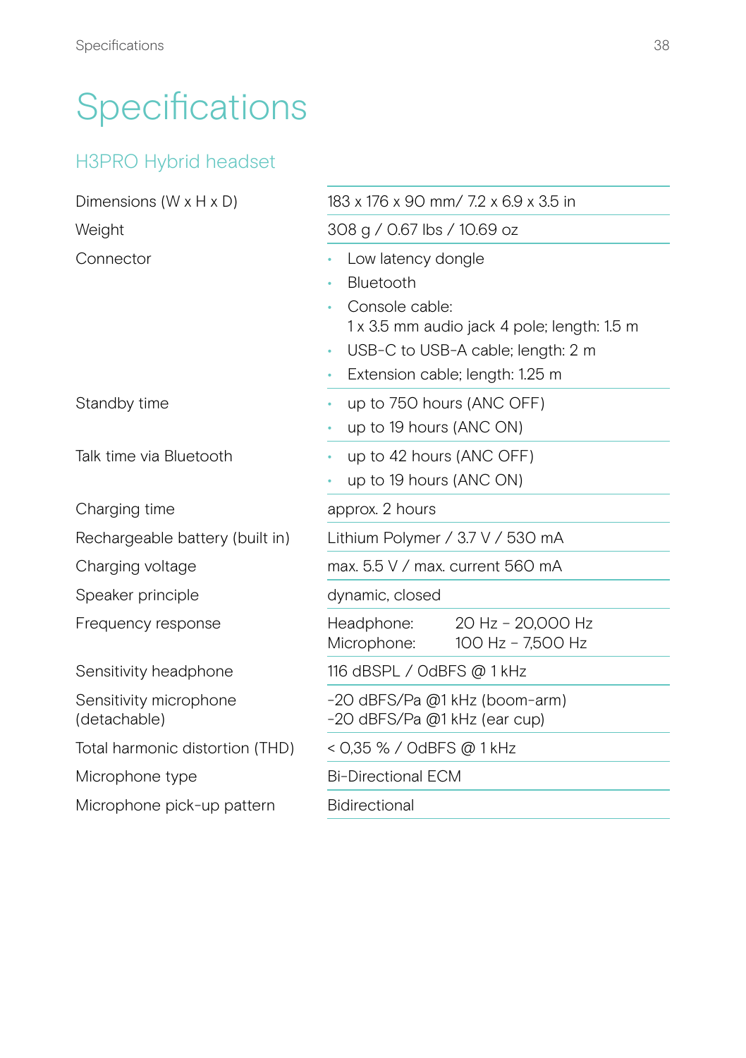# Specifications

## H3PRO Hybrid headset

| | |
|---|---|
| Dimensions (W x H x D) | 183 x 176 x 90 mm/ 7.2 x 6.9 x 3.5 in |
| Weight | 308 g / 0.67 lbs / 10.69 oz |
| Connector | • Low latency dongle<br>• Bluetooth<br>• Console cable:<br>1 x 3.5 mm audio jack 4 pole; length: 1.5 m<br>• USB-C to USB-A cable; length: 2 m<br>• Extension cable; length: 1.25 m |
| Standby time | • up to 750 hours (ANC OFF)<br>• up to 19 hours (ANC ON) |
| Talk time via Bluetooth | • up to 42 hours (ANC OFF)<br>• up to 19 hours (ANC ON) |
| Charging time | approx. 2 hours |
| Rechargeable battery (built in) | Lithium Polymer / 3.7 V / 530 mA |
| Charging voltage | max. 5.5 V / max. current 560 mA |
| Speaker principle | dynamic, closed |
| Frequency response | Headphone: 20 Hz – 20,000 Hz<br>Microphone: 100 Hz – 7,500 Hz |
| Sensitivity headphone | 116 dBSPL / OdBFS @ 1 kHz |
| Sensitivity microphone (detachable) | -20 dBFS/Pa @1 kHz (boom-arm)<br>-20 dBFS/Pa @1 kHz (ear cup) |
| Total harmonic distortion (THD) | < 0,35 % / OdBFS @ 1 kHz |
| Microphone type | Bi-Directional ECM |
| Microphone pick-up pattern | Bidirectional |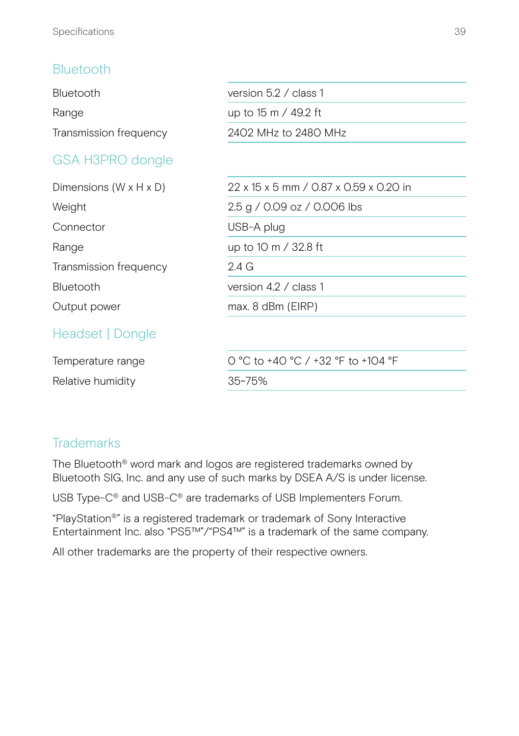## Bluetooth

| | |
|---|---|
| Bluetooth | version 5.2 / class 1 |
| Range | up to 15 m / 49.2 ft |
| Transmission frequency | 2402 MHz to 2480 MHz |

## GSA H3PRO dongle

| | |
|---|---|
| Dimensions (W x H x D) | 22 x 15 x 5 mm / 0.87 x 0.59 x 0.20 in |
| Weight | 2.5 g / 0.09 oz / 0.006 lbs |
| Connector | USB-A plug |
| Range | up to 10 m / 32.8 ft |
| Transmission frequency | 2.4 G |
| Bluetooth | version 4.2 / class 1 |
| Output power | max. 8 dBm (EIRP) |

## Headset | Dongle

| | |
|---|---|
| Temperature range | 0 °C to +40 °C / +32 °F to +104 °F |
| Relative humidity | 35~75% |

## Trademarks

The Bluetooth® word mark and logos are registered trademarks owned by Bluetooth SIG, Inc. and any use of such marks by DSEA A/S is under license.

USB Type-C® and USB-C® are trademarks of USB Implementers Forum.

“PlayStation®” is a registered trademark or trademark of Sony Interactive Entertainment Inc. also “PS5™”/“PS4™” is a trademark of the same company.

All other trademarks are the property of their respective owners.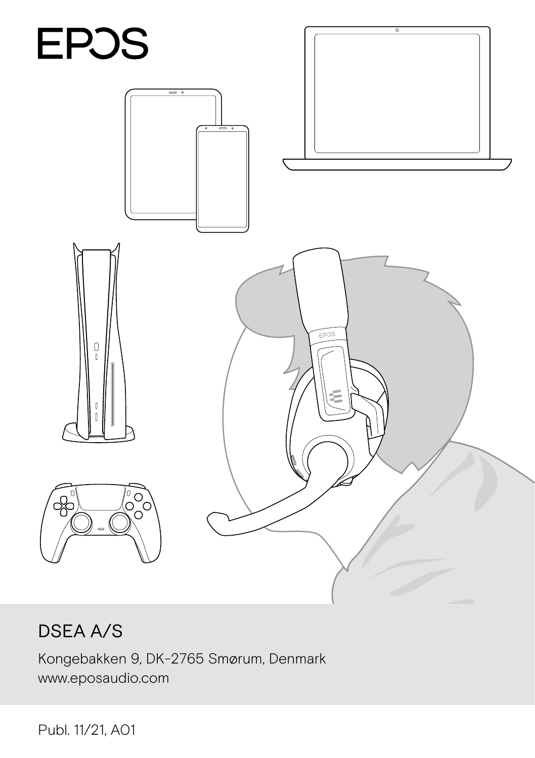EPOS

DSEA A/S

Kongebakken 9, DK-2765 Smørum, Denmark
www.eposaudio.com

Publ. 11/21, A01